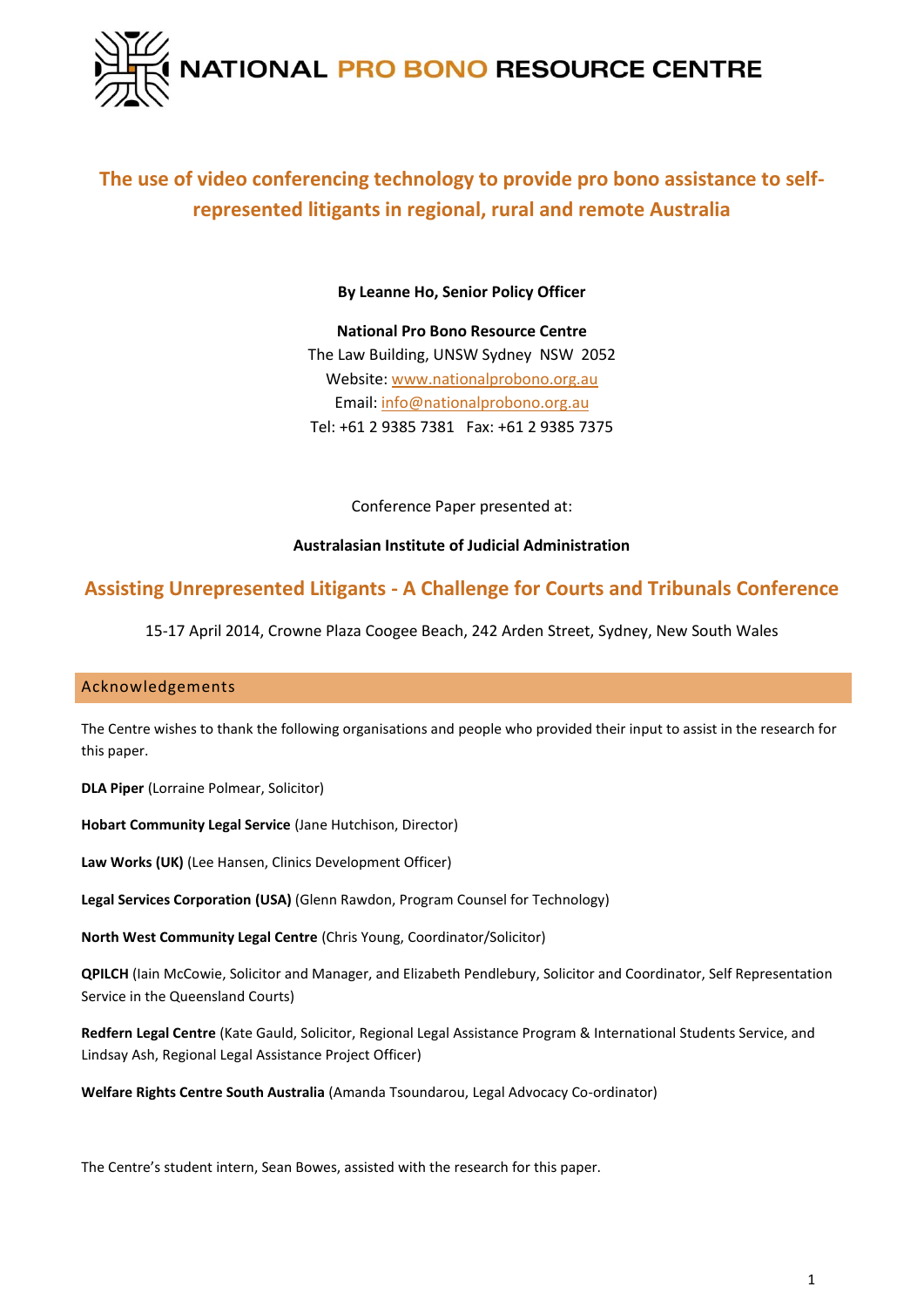NATIONAL PRO BONO RESOURCE CENTRE

# The use of video conferencing technology to provide pro bono assistance to self-represented litigants in regional, rural and remote Australia

**By Leanne Ho, Senior Policy Officer**

**National Pro Bono Resource Centre**
The Law Building, UNSW Sydney NSW 2052
Website: www.nationalprobono.org.au
Email: info@nationalprobono.org.au
Tel: +61 2 9385 7381 Fax: +61 2 9385 7375

Conference Paper presented at:

**Australasian Institute of Judicial Administration**

## Assisting Unrepresented Litigants - A Challenge for Courts and Tribunals Conference

15-17 April 2014, Crowne Plaza Coogee Beach, 242 Arden Street, Sydney, New South Wales

## Acknowledgements

The Centre wishes to thank the following organisations and people who provided their input to assist in the research for this paper.

**DLA Piper** (Lorraine Polmear, Solicitor)

**Hobart Community Legal Service** (Jane Hutchison, Director)

**Law Works (UK)** (Lee Hansen, Clinics Development Officer)

**Legal Services Corporation (USA)** (Glenn Rawdon, Program Counsel for Technology)

**North West Community Legal Centre** (Chris Young, Coordinator/Solicitor)

**QPILCH** (Iain McCowie, Solicitor and Manager, and Elizabeth Pendlebury, Solicitor and Coordinator, Self Representation Service in the Queensland Courts)

**Redfern Legal Centre** (Kate Gauld, Solicitor, Regional Legal Assistance Program & International Students Service, and Lindsay Ash, Regional Legal Assistance Project Officer)

**Welfare Rights Centre South Australia** (Amanda Tsoundarou, Legal Advocacy Co-ordinator)

The Centre's student intern, Sean Bowes, assisted with the research for this paper.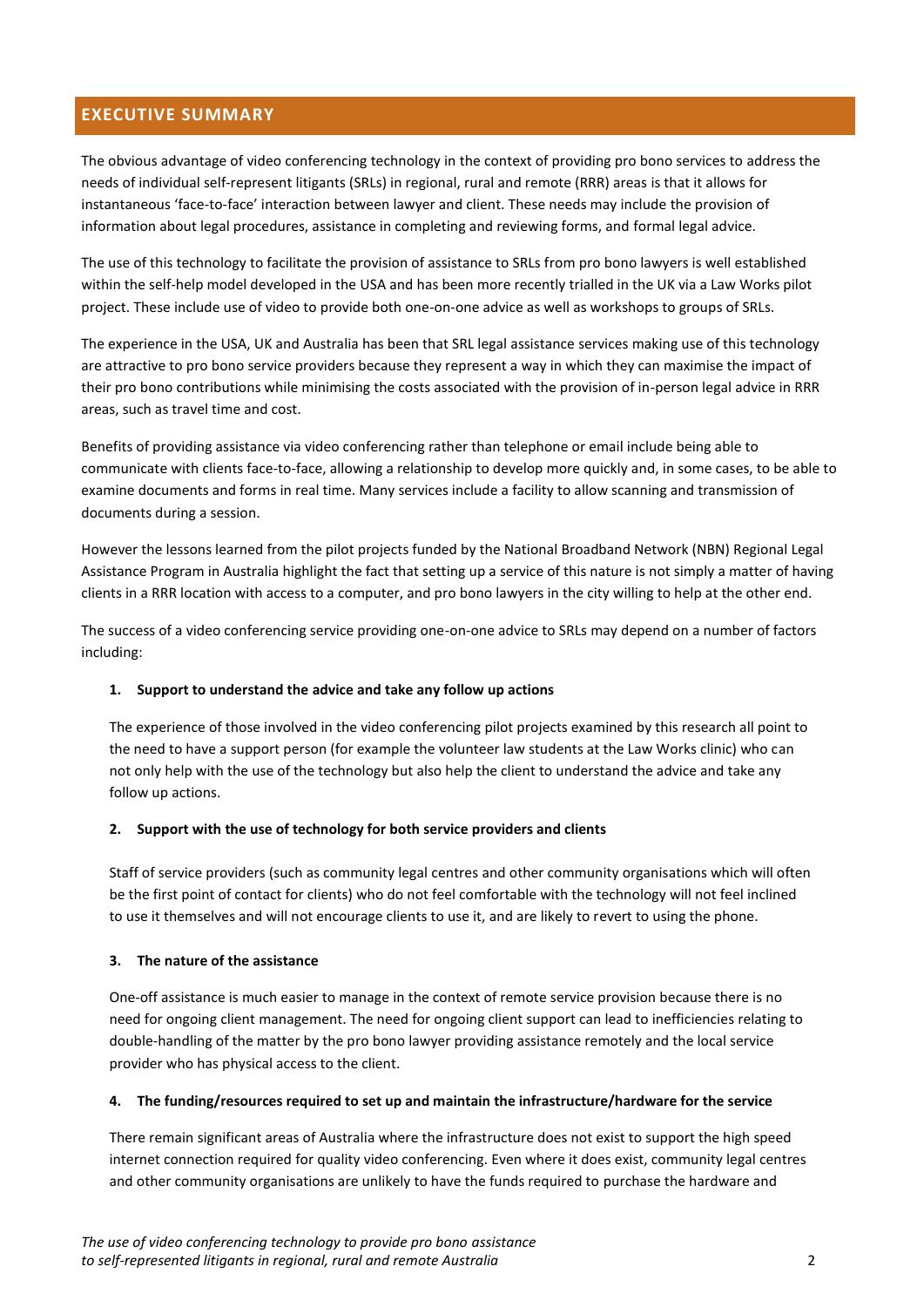## EXECUTIVE SUMMARY

The obvious advantage of video conferencing technology in the context of providing pro bono services to address the needs of individual self-represent litigants (SRLs) in regional, rural and remote (RRR) areas is that it allows for instantaneous 'face-to-face' interaction between lawyer and client. These needs may include the provision of information about legal procedures, assistance in completing and reviewing forms, and formal legal advice.

The use of this technology to facilitate the provision of assistance to SRLs from pro bono lawyers is well established within the self-help model developed in the USA and has been more recently trialled in the UK via a Law Works pilot project. These include use of video to provide both one-on-one advice as well as workshops to groups of SRLs.

The experience in the USA, UK and Australia has been that SRL legal assistance services making use of this technology are attractive to pro bono service providers because they represent a way in which they can maximise the impact of their pro bono contributions while minimising the costs associated with the provision of in-person legal advice in RRR areas, such as travel time and cost.

Benefits of providing assistance via video conferencing rather than telephone or email include being able to communicate with clients face-to-face, allowing a relationship to develop more quickly and, in some cases, to be able to examine documents and forms in real time. Many services include a facility to allow scanning and transmission of documents during a session.

However the lessons learned from the pilot projects funded by the National Broadband Network (NBN) Regional Legal Assistance Program in Australia highlight the fact that setting up a service of this nature is not simply a matter of having clients in a RRR location with access to a computer, and pro bono lawyers in the city willing to help at the other end.

The success of a video conferencing service providing one-on-one advice to SRLs may depend on a number of factors including:

1. **Support to understand the advice and take any follow up actions**

   The experience of those involved in the video conferencing pilot projects examined by this research all point to the need to have a support person (for example the volunteer law students at the Law Works clinic) who can not only help with the use of the technology but also help the client to understand the advice and take any follow up actions.

2. **Support with the use of technology for both service providers and clients**

   Staff of service providers (such as community legal centres and other community organisations which will often be the first point of contact for clients) who do not feel comfortable with the technology will not feel inclined to use it themselves and will not encourage clients to use it, and are likely to revert to using the phone.

3. **The nature of the assistance**

   One-off assistance is much easier to manage in the context of remote service provision because there is no need for ongoing client management. The need for ongoing client support can lead to inefficiencies relating to double-handling of the matter by the pro bono lawyer providing assistance remotely and the local service provider who has physical access to the client.

4. **The funding/resources required to set up and maintain the infrastructure/hardware for the service**

   There remain significant areas of Australia where the infrastructure does not exist to support the high speed internet connection required for quality video conferencing. Even where it does exist, community legal centres and other community organisations are unlikely to have the funds required to purchase the hardware and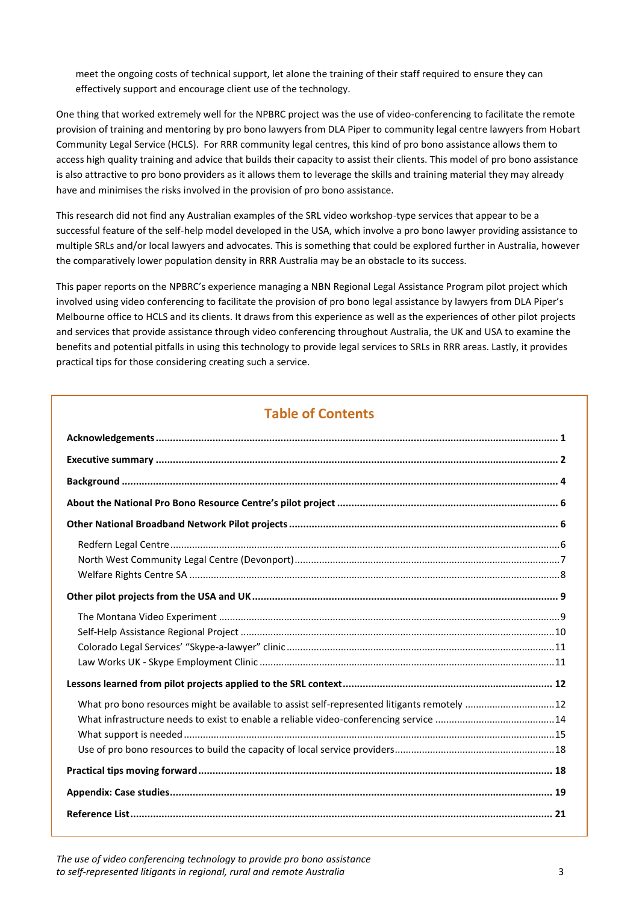meet the ongoing costs of technical support, let alone the training of their staff required to ensure they can effectively support and encourage client use of the technology.

One thing that worked extremely well for the NPBRC project was the use of video-conferencing to facilitate the remote provision of training and mentoring by pro bono lawyers from DLA Piper to community legal centre lawyers from Hobart Community Legal Service (HCLS). For RRR community legal centres, this kind of pro bono assistance allows them to access high quality training and advice that builds their capacity to assist their clients. This model of pro bono assistance is also attractive to pro bono providers as it allows them to leverage the skills and training material they may already have and minimises the risks involved in the provision of pro bono assistance.

This research did not find any Australian examples of the SRL video workshop-type services that appear to be a successful feature of the self-help model developed in the USA, which involve a pro bono lawyer providing assistance to multiple SRLs and/or local lawyers and advocates. This is something that could be explored further in Australia, however the comparatively lower population density in RRR Australia may be an obstacle to its success.

This paper reports on the NPBRC's experience managing a NBN Regional Legal Assistance Program pilot project which involved using video conferencing to facilitate the provision of pro bono legal assistance by lawyers from DLA Piper's Melbourne office to HCLS and its clients. It draws from this experience as well as the experiences of other pilot projects and services that provide assistance through video conferencing throughout Australia, the UK and USA to examine the benefits and potential pitfalls in using this technology to provide legal services to SRLs in RRR areas. Lastly, it provides practical tips for those considering creating such a service.

## Table of Contents

**Acknowledgements** ........ **1**

**Executive summary** ........ **2**

**Background** ........ **4**

**About the National Pro Bono Resource Centre's pilot project** ........ **6**

**Other National Broadband Network Pilot projects** ........ **6**

- Redfern Legal Centre ........ 6
- North West Community Legal Centre (Devonport) ........ 7
- Welfare Rights Centre SA ........ 8

**Other pilot projects from the USA and UK** ........ **9**

- The Montana Video Experiment ........ 9
- Self-Help Assistance Regional Project ........ 10
- Colorado Legal Services' "Skype-a-lawyer" clinic ........ 11
- Law Works UK - Skype Employment Clinic ........ 11

**Lessons learned from pilot projects applied to the SRL context** ........ **12**

- What pro bono resources might be available to assist self-represented litigants remotely ........ 12
- What infrastructure needs to exist to enable a reliable video-conferencing service ........ 14
- What support is needed ........ 15
- Use of pro bono resources to build the capacity of local service providers ........ 18

**Practical tips moving forward** ........ **18**

**Appendix: Case studies** ........ **19**

**Reference List** ........ **21**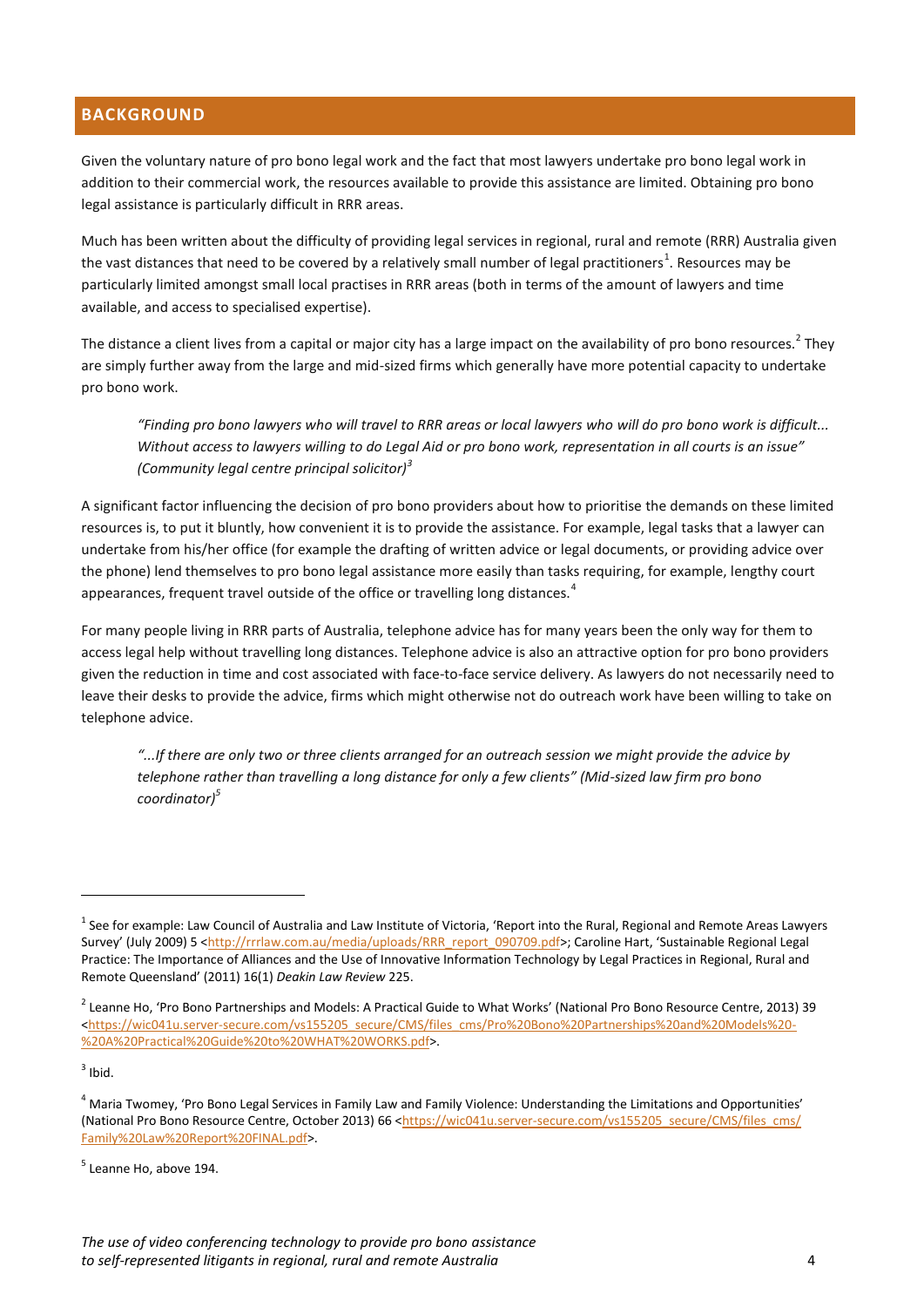## BACKGROUND

Given the voluntary nature of pro bono legal work and the fact that most lawyers undertake pro bono legal work in addition to their commercial work, the resources available to provide this assistance are limited. Obtaining pro bono legal assistance is particularly difficult in RRR areas.

Much has been written about the difficulty of providing legal services in regional, rural and remote (RRR) Australia given the vast distances that need to be covered by a relatively small number of legal practitioners[1]. Resources may be particularly limited amongst small local practises in RRR areas (both in terms of the amount of lawyers and time available, and access to specialised expertise).

The distance a client lives from a capital or major city has a large impact on the availability of pro bono resources.[2] They are simply further away from the large and mid-sized firms which generally have more potential capacity to undertake pro bono work.

> *"Finding pro bono lawyers who will travel to RRR areas or local lawyers who will do pro bono work is difficult... Without access to lawyers willing to do Legal Aid or pro bono work, representation in all courts is an issue" (Community legal centre principal solicitor)*[3]

A significant factor influencing the decision of pro bono providers about how to prioritise the demands on these limited resources is, to put it bluntly, how convenient it is to provide the assistance. For example, legal tasks that a lawyer can undertake from his/her office (for example the drafting of written advice or legal documents, or providing advice over the phone) lend themselves to pro bono legal assistance more easily than tasks requiring, for example, lengthy court appearances, frequent travel outside of the office or travelling long distances.[4]

For many people living in RRR parts of Australia, telephone advice has for many years been the only way for them to access legal help without travelling long distances. Telephone advice is also an attractive option for pro bono providers given the reduction in time and cost associated with face-to-face service delivery. As lawyers do not necessarily need to leave their desks to provide the advice, firms which might otherwise not do outreach work have been willing to take on telephone advice.

> *"...If there are only two or three clients arranged for an outreach session we might provide the advice by telephone rather than travelling a long distance for only a few clients" (Mid-sized law firm pro bono coordinator)*[5]

---

[1] See for example: Law Council of Australia and Law Institute of Victoria, 'Report into the Rural, Regional and Remote Areas Lawyers Survey' (July 2009) 5 <http://rrrlaw.com.au/media/uploads/RRR_report_090709.pdf>; Caroline Hart, 'Sustainable Regional Legal Practice: The Importance of Alliances and the Use of Innovative Information Technology by Legal Practices in Regional, Rural and Remote Queensland' (2011) 16(1) *Deakin Law Review* 225.

[2] Leanne Ho, 'Pro Bono Partnerships and Models: A Practical Guide to What Works' (National Pro Bono Resource Centre, 2013) 39 <https://wic041u.server-secure.com/vs155205_secure/CMS/files_cms/Pro%20Bono%20Partnerships%20and%20Models%20-%20A%20Practical%20Guide%20to%20WHAT%20WORKS.pdf>.

[3] Ibid.

[4] Maria Twomey, 'Pro Bono Legal Services in Family Law and Family Violence: Understanding the Limitations and Opportunities' (National Pro Bono Resource Centre, October 2013) 66 <https://wic041u.server-secure.com/vs155205_secure/CMS/files_cms/Family%20Law%20Report%20FINAL.pdf>.

[5] Leanne Ho, above 194.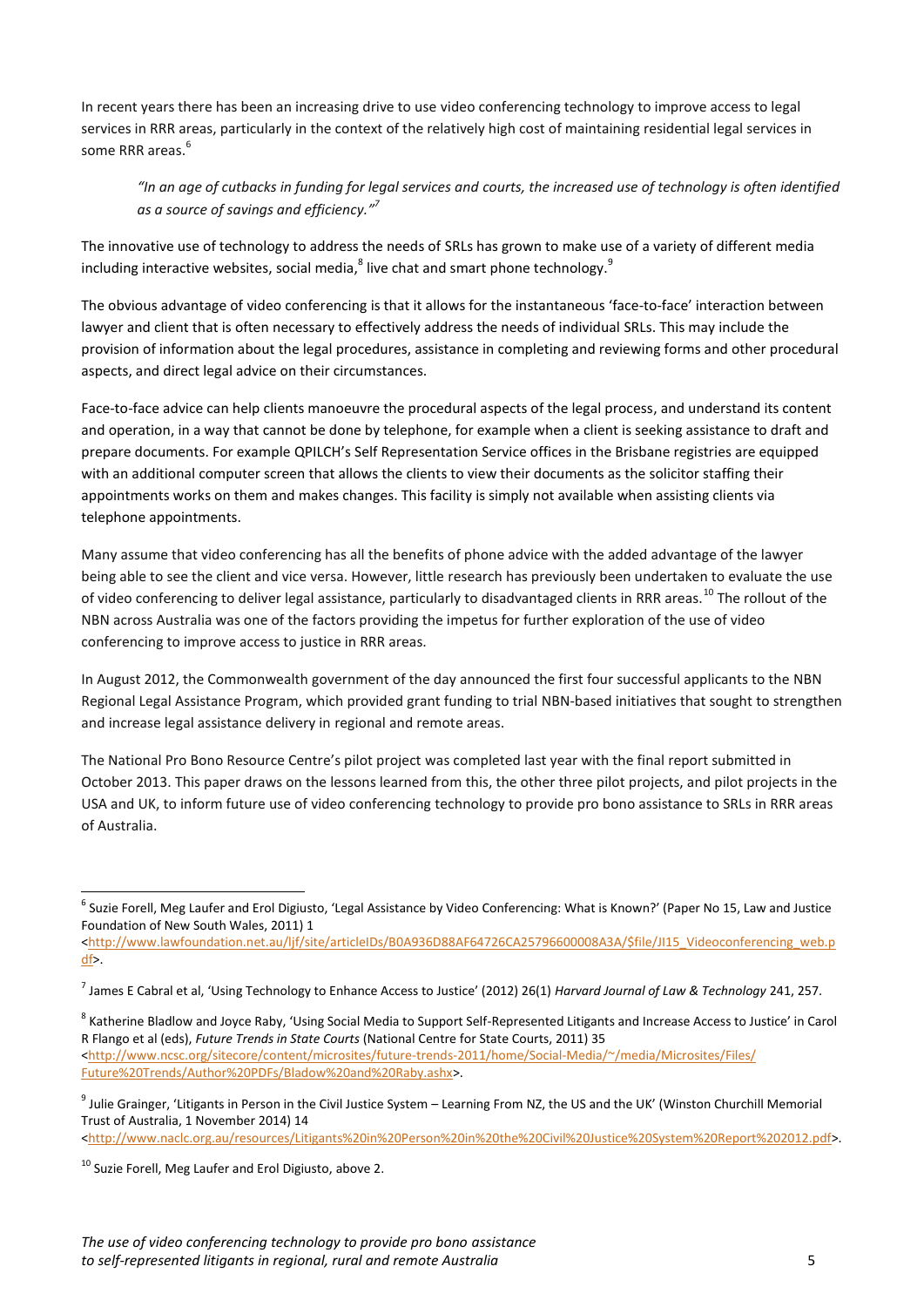In recent years there has been an increasing drive to use video conferencing technology to improve access to legal services in RRR areas, particularly in the context of the relatively high cost of maintaining residential legal services in some RRR areas.[6]

> *"In an age of cutbacks in funding for legal services and courts, the increased use of technology is often identified as a source of savings and efficiency."*[7]

The innovative use of technology to address the needs of SRLs has grown to make use of a variety of different media including interactive websites, social media,[8] live chat and smart phone technology.[9]

The obvious advantage of video conferencing is that it allows for the instantaneous 'face-to-face' interaction between lawyer and client that is often necessary to effectively address the needs of individual SRLs. This may include the provision of information about the legal procedures, assistance in completing and reviewing forms and other procedural aspects, and direct legal advice on their circumstances.

Face-to-face advice can help clients manoeuvre the procedural aspects of the legal process, and understand its content and operation, in a way that cannot be done by telephone, for example when a client is seeking assistance to draft and prepare documents. For example QPILCH's Self Representation Service offices in the Brisbane registries are equipped with an additional computer screen that allows the clients to view their documents as the solicitor staffing their appointments works on them and makes changes. This facility is simply not available when assisting clients via telephone appointments.

Many assume that video conferencing has all the benefits of phone advice with the added advantage of the lawyer being able to see the client and vice versa. However, little research has previously been undertaken to evaluate the use of video conferencing to deliver legal assistance, particularly to disadvantaged clients in RRR areas.[10] The rollout of the NBN across Australia was one of the factors providing the impetus for further exploration of the use of video conferencing to improve access to justice in RRR areas.

In August 2012, the Commonwealth government of the day announced the first four successful applicants to the NBN Regional Legal Assistance Program, which provided grant funding to trial NBN-based initiatives that sought to strengthen and increase legal assistance delivery in regional and remote areas.

The National Pro Bono Resource Centre's pilot project was completed last year with the final report submitted in October 2013. This paper draws on the lessons learned from this, the other three pilot projects, and pilot projects in the USA and UK, to inform future use of video conferencing technology to provide pro bono assistance to SRLs in RRR areas of Australia.

---

[6] Suzie Forell, Meg Laufer and Erol Digiusto, 'Legal Assistance by Video Conferencing: What is Known?' (Paper No 15, Law and Justice Foundation of New South Wales, 2011) 1 <http://www.lawfoundation.net.au/ljf/site/articleIDs/B0A936D88AF64726CA25796600008A3A/$file/JI15_Videoconferencing_web.pdf>.

[7] James E Cabral et al, 'Using Technology to Enhance Access to Justice' (2012) 26(1) *Harvard Journal of Law & Technology* 241, 257.

[8] Katherine Bladlow and Joyce Raby, 'Using Social Media to Support Self-Represented Litigants and Increase Access to Justice' in Carol R Flango et al (eds), *Future Trends in State Courts* (National Centre for State Courts, 2011) 35 <http://www.ncsc.org/sitecore/content/microsites/future-trends-2011/home/Social-Media/~/media/Microsites/Files/Future%20Trends/Author%20PDFs/Bladow%20and%20Raby.ashx>.

[9] Julie Grainger, 'Litigants in Person in the Civil Justice System – Learning From NZ, the US and the UK' (Winston Churchill Memorial Trust of Australia, 1 November 2014) 14 <http://www.naclc.org.au/resources/Litigants%20in%20Person%20in%20the%20Civil%20Justice%20System%20Report%202012.pdf>.

[10] Suzie Forell, Meg Laufer and Erol Digiusto, above 2.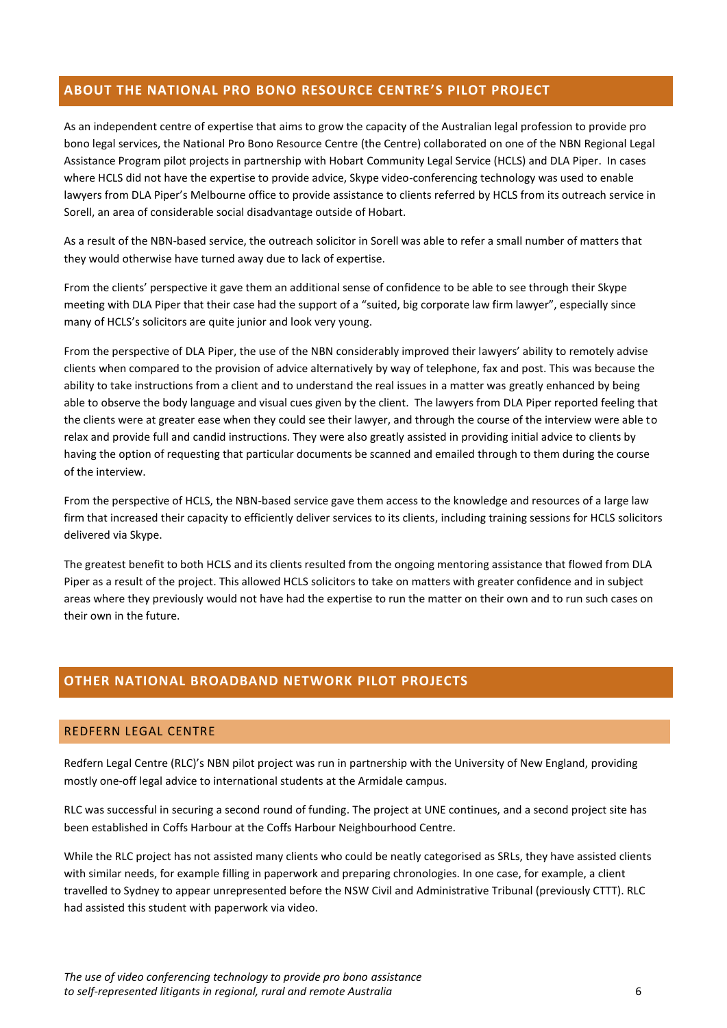## ABOUT THE NATIONAL PRO BONO RESOURCE CENTRE'S PILOT PROJECT

As an independent centre of expertise that aims to grow the capacity of the Australian legal profession to provide pro bono legal services, the National Pro Bono Resource Centre (the Centre) collaborated on one of the NBN Regional Legal Assistance Program pilot projects in partnership with Hobart Community Legal Service (HCLS) and DLA Piper. In cases where HCLS did not have the expertise to provide advice, Skype video-conferencing technology was used to enable lawyers from DLA Piper's Melbourne office to provide assistance to clients referred by HCLS from its outreach service in Sorell, an area of considerable social disadvantage outside of Hobart.

As a result of the NBN-based service, the outreach solicitor in Sorell was able to refer a small number of matters that they would otherwise have turned away due to lack of expertise.

From the clients' perspective it gave them an additional sense of confidence to be able to see through their Skype meeting with DLA Piper that their case had the support of a "suited, big corporate law firm lawyer", especially since many of HCLS's solicitors are quite junior and look very young.

From the perspective of DLA Piper, the use of the NBN considerably improved their lawyers' ability to remotely advise clients when compared to the provision of advice alternatively by way of telephone, fax and post. This was because the ability to take instructions from a client and to understand the real issues in a matter was greatly enhanced by being able to observe the body language and visual cues given by the client. The lawyers from DLA Piper reported feeling that the clients were at greater ease when they could see their lawyer, and through the course of the interview were able to relax and provide full and candid instructions. They were also greatly assisted in providing initial advice to clients by having the option of requesting that particular documents be scanned and emailed through to them during the course of the interview.

From the perspective of HCLS, the NBN-based service gave them access to the knowledge and resources of a large law firm that increased their capacity to efficiently deliver services to its clients, including training sessions for HCLS solicitors delivered via Skype.

The greatest benefit to both HCLS and its clients resulted from the ongoing mentoring assistance that flowed from DLA Piper as a result of the project. This allowed HCLS solicitors to take on matters with greater confidence and in subject areas where they previously would not have had the expertise to run the matter on their own and to run such cases on their own in the future.

## OTHER NATIONAL BROADBAND NETWORK PILOT PROJECTS

### REDFERN LEGAL CENTRE

Redfern Legal Centre (RLC)'s NBN pilot project was run in partnership with the University of New England, providing mostly one-off legal advice to international students at the Armidale campus.

RLC was successful in securing a second round of funding. The project at UNE continues, and a second project site has been established in Coffs Harbour at the Coffs Harbour Neighbourhood Centre.

While the RLC project has not assisted many clients who could be neatly categorised as SRLs, they have assisted clients with similar needs, for example filling in paperwork and preparing chronologies. In one case, for example, a client travelled to Sydney to appear unrepresented before the NSW Civil and Administrative Tribunal (previously CTTT). RLC had assisted this student with paperwork via video.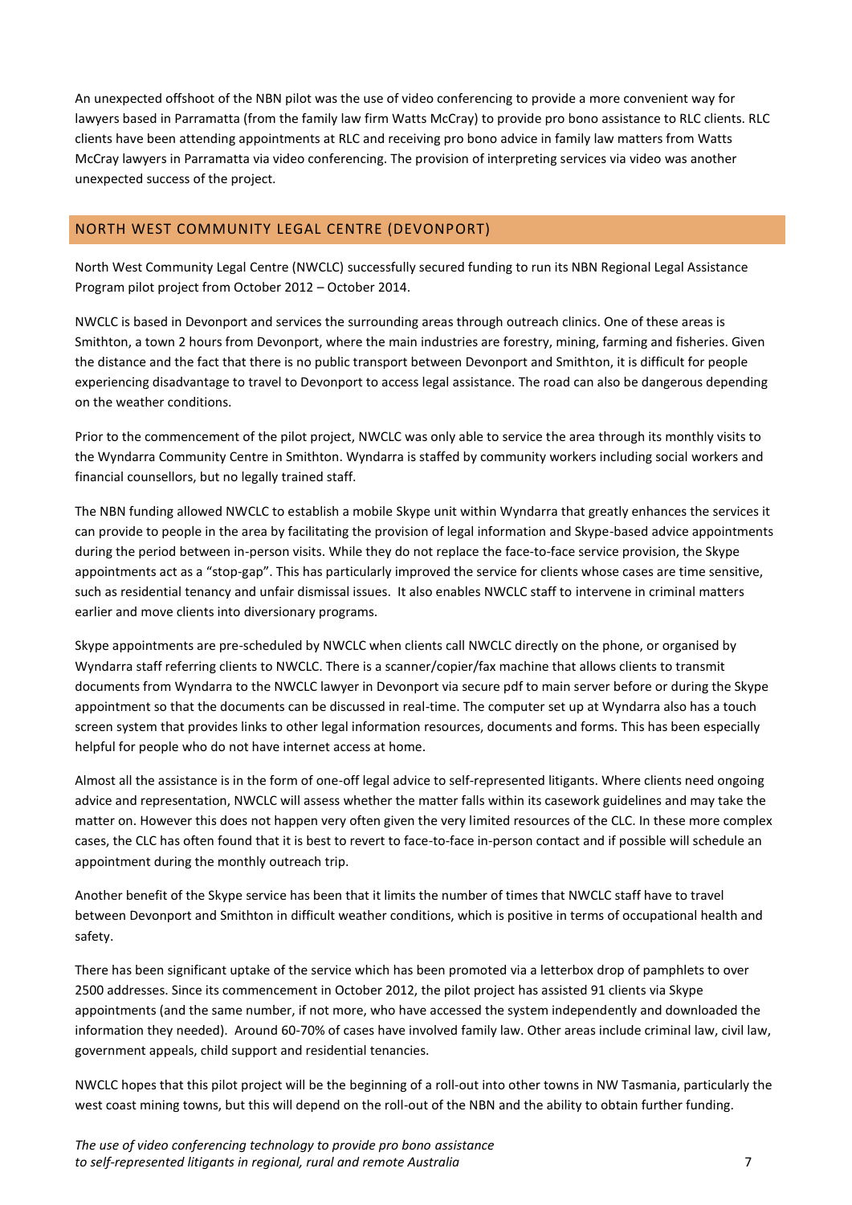An unexpected offshoot of the NBN pilot was the use of video conferencing to provide a more convenient way for lawyers based in Parramatta (from the family law firm Watts McCray) to provide pro bono assistance to RLC clients. RLC clients have been attending appointments at RLC and receiving pro bono advice in family law matters from Watts McCray lawyers in Parramatta via video conferencing. The provision of interpreting services via video was another unexpected success of the project.

## NORTH WEST COMMUNITY LEGAL CENTRE (DEVONPORT)

North West Community Legal Centre (NWCLC) successfully secured funding to run its NBN Regional Legal Assistance Program pilot project from October 2012 – October 2014.

NWCLC is based in Devonport and services the surrounding areas through outreach clinics. One of these areas is Smithton, a town 2 hours from Devonport, where the main industries are forestry, mining, farming and fisheries. Given the distance and the fact that there is no public transport between Devonport and Smithton, it is difficult for people experiencing disadvantage to travel to Devonport to access legal assistance. The road can also be dangerous depending on the weather conditions.

Prior to the commencement of the pilot project, NWCLC was only able to service the area through its monthly visits to the Wyndarra Community Centre in Smithton. Wyndarra is staffed by community workers including social workers and financial counsellors, but no legally trained staff.

The NBN funding allowed NWCLC to establish a mobile Skype unit within Wyndarra that greatly enhances the services it can provide to people in the area by facilitating the provision of legal information and Skype-based advice appointments during the period between in-person visits. While they do not replace the face-to-face service provision, the Skype appointments act as a "stop-gap". This has particularly improved the service for clients whose cases are time sensitive, such as residential tenancy and unfair dismissal issues. It also enables NWCLC staff to intervene in criminal matters earlier and move clients into diversionary programs.

Skype appointments are pre-scheduled by NWCLC when clients call NWCLC directly on the phone, or organised by Wyndarra staff referring clients to NWCLC. There is a scanner/copier/fax machine that allows clients to transmit documents from Wyndarra to the NWCLC lawyer in Devonport via secure pdf to main server before or during the Skype appointment so that the documents can be discussed in real-time. The computer set up at Wyndarra also has a touch screen system that provides links to other legal information resources, documents and forms. This has been especially helpful for people who do not have internet access at home.

Almost all the assistance is in the form of one-off legal advice to self-represented litigants. Where clients need ongoing advice and representation, NWCLC will assess whether the matter falls within its casework guidelines and may take the matter on. However this does not happen very often given the very limited resources of the CLC. In these more complex cases, the CLC has often found that it is best to revert to face-to-face in-person contact and if possible will schedule an appointment during the monthly outreach trip.

Another benefit of the Skype service has been that it limits the number of times that NWCLC staff have to travel between Devonport and Smithton in difficult weather conditions, which is positive in terms of occupational health and safety.

There has been significant uptake of the service which has been promoted via a letterbox drop of pamphlets to over 2500 addresses. Since its commencement in October 2012, the pilot project has assisted 91 clients via Skype appointments (and the same number, if not more, who have accessed the system independently and downloaded the information they needed). Around 60-70% of cases have involved family law. Other areas include criminal law, civil law, government appeals, child support and residential tenancies.

NWCLC hopes that this pilot project will be the beginning of a roll-out into other towns in NW Tasmania, particularly the west coast mining towns, but this will depend on the roll-out of the NBN and the ability to obtain further funding.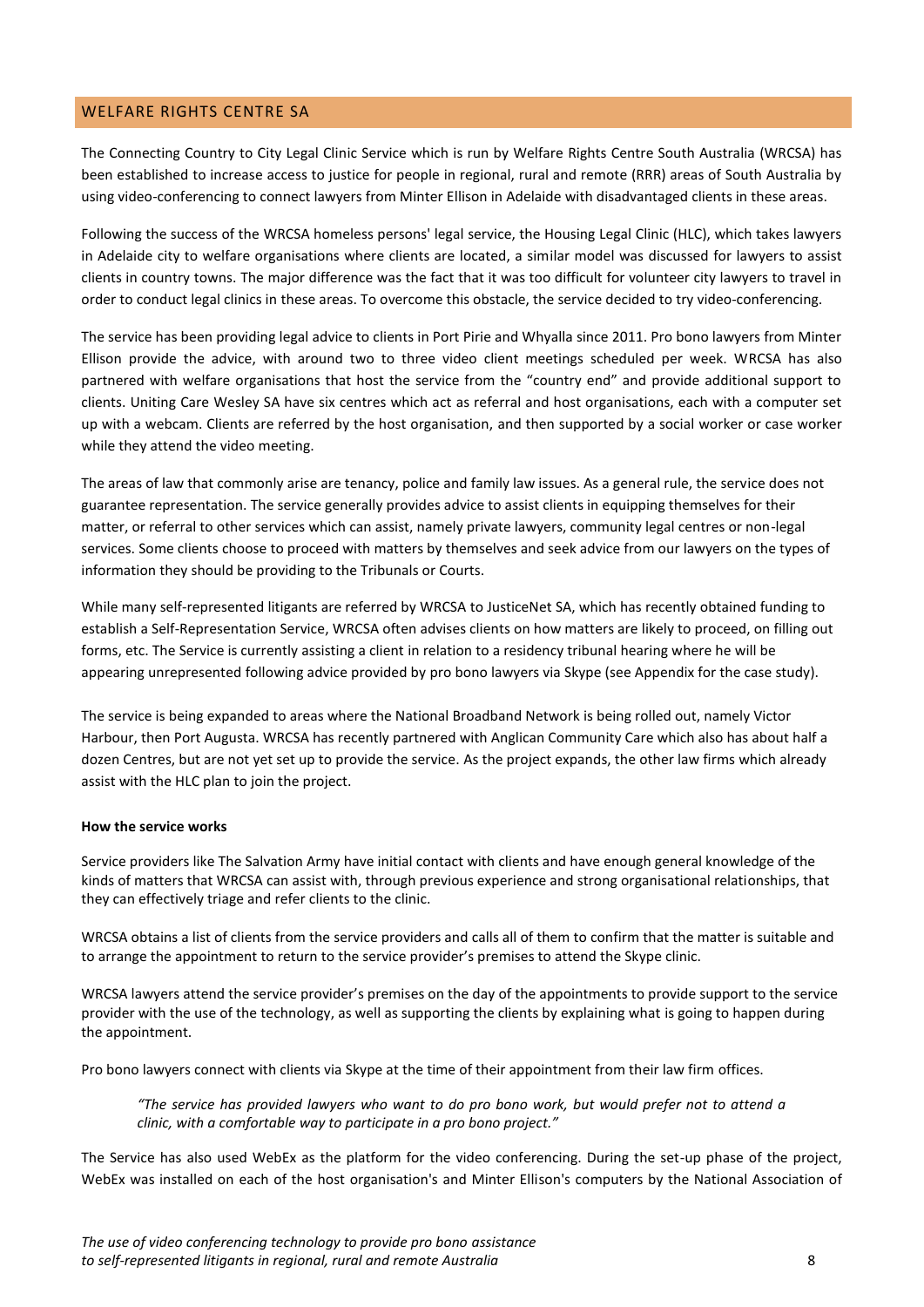## WELFARE RIGHTS CENTRE SA

The Connecting Country to City Legal Clinic Service which is run by Welfare Rights Centre South Australia (WRCSA) has been established to increase access to justice for people in regional, rural and remote (RRR) areas of South Australia by using video-conferencing to connect lawyers from Minter Ellison in Adelaide with disadvantaged clients in these areas.

Following the success of the WRCSA homeless persons' legal service, the Housing Legal Clinic (HLC), which takes lawyers in Adelaide city to welfare organisations where clients are located, a similar model was discussed for lawyers to assist clients in country towns. The major difference was the fact that it was too difficult for volunteer city lawyers to travel in order to conduct legal clinics in these areas. To overcome this obstacle, the service decided to try video-conferencing.

The service has been providing legal advice to clients in Port Pirie and Whyalla since 2011. Pro bono lawyers from Minter Ellison provide the advice, with around two to three video client meetings scheduled per week. WRCSA has also partnered with welfare organisations that host the service from the "country end" and provide additional support to clients. Uniting Care Wesley SA have six centres which act as referral and host organisations, each with a computer set up with a webcam. Clients are referred by the host organisation, and then supported by a social worker or case worker while they attend the video meeting.

The areas of law that commonly arise are tenancy, police and family law issues. As a general rule, the service does not guarantee representation. The service generally provides advice to assist clients in equipping themselves for their matter, or referral to other services which can assist, namely private lawyers, community legal centres or non-legal services. Some clients choose to proceed with matters by themselves and seek advice from our lawyers on the types of information they should be providing to the Tribunals or Courts.

While many self-represented litigants are referred by WRCSA to JusticeNet SA, which has recently obtained funding to establish a Self-Representation Service, WRCSA often advises clients on how matters are likely to proceed, on filling out forms, etc. The Service is currently assisting a client in relation to a residency tribunal hearing where he will be appearing unrepresented following advice provided by pro bono lawyers via Skype (see Appendix for the case study).

The service is being expanded to areas where the National Broadband Network is being rolled out, namely Victor Harbour, then Port Augusta. WRCSA has recently partnered with Anglican Community Care which also has about half a dozen Centres, but are not yet set up to provide the service. As the project expands, the other law firms which already assist with the HLC plan to join the project.

**How the service works**

Service providers like The Salvation Army have initial contact with clients and have enough general knowledge of the kinds of matters that WRCSA can assist with, through previous experience and strong organisational relationships, that they can effectively triage and refer clients to the clinic.

WRCSA obtains a list of clients from the service providers and calls all of them to confirm that the matter is suitable and to arrange the appointment to return to the service provider's premises to attend the Skype clinic.

WRCSA lawyers attend the service provider's premises on the day of the appointments to provide support to the service provider with the use of the technology, as well as supporting the clients by explaining what is going to happen during the appointment.

Pro bono lawyers connect with clients via Skype at the time of their appointment from their law firm offices.

> *"The service has provided lawyers who want to do pro bono work, but would prefer not to attend a clinic, with a comfortable way to participate in a pro bono project."*

The Service has also used WebEx as the platform for the video conferencing. During the set-up phase of the project, WebEx was installed on each of the host organisation's and Minter Ellison's computers by the National Association of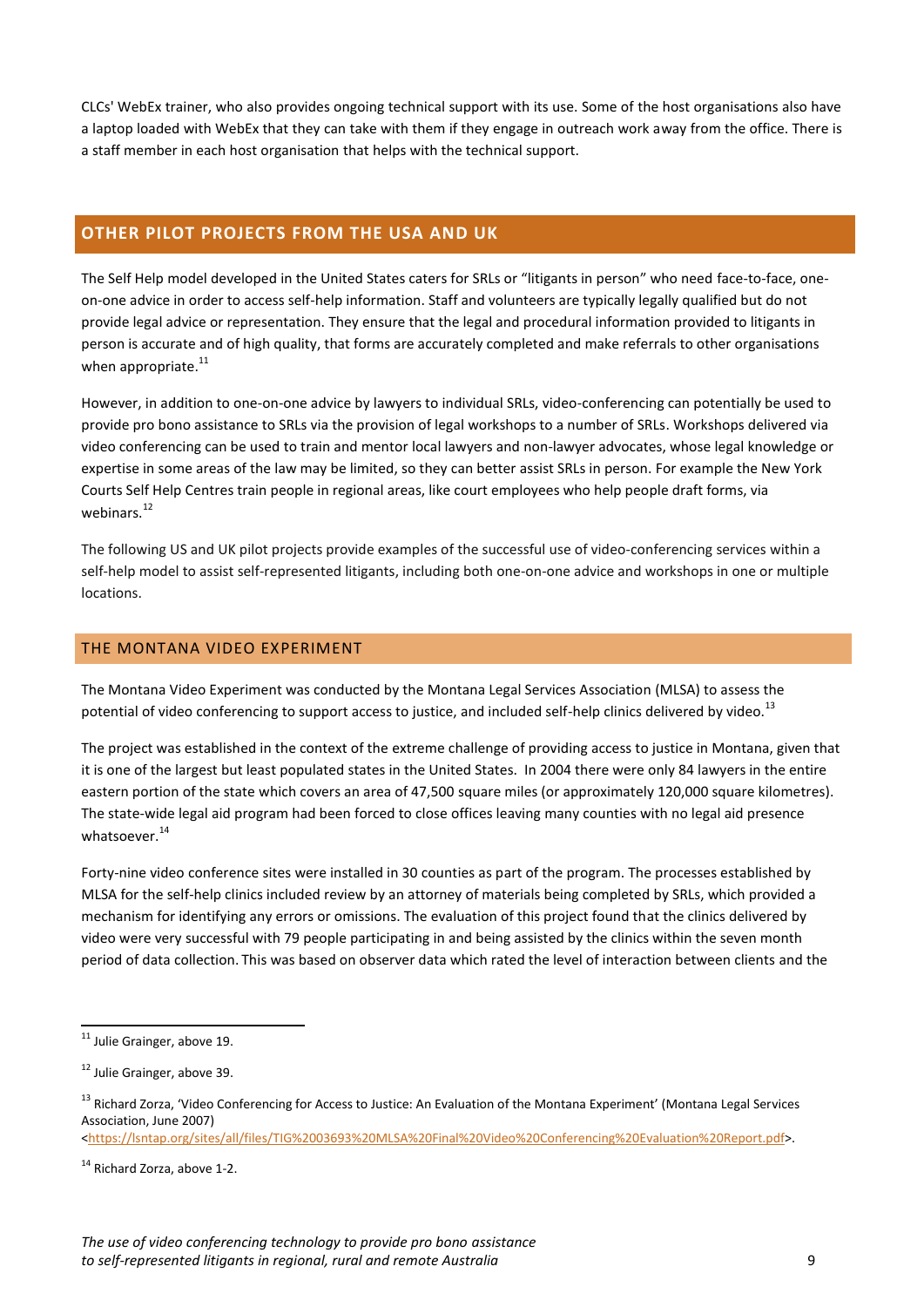CLCs' WebEx trainer, who also provides ongoing technical support with its use. Some of the host organisations also have a laptop loaded with WebEx that they can take with them if they engage in outreach work away from the office. There is a staff member in each host organisation that helps with the technical support.

## OTHER PILOT PROJECTS FROM THE USA AND UK

The Self Help model developed in the United States caters for SRLs or "litigants in person" who need face-to-face, one-on-one advice in order to access self-help information. Staff and volunteers are typically legally qualified but do not provide legal advice or representation. They ensure that the legal and procedural information provided to litigants in person is accurate and of high quality, that forms are accurately completed and make referrals to other organisations when appropriate.[11]

However, in addition to one-on-one advice by lawyers to individual SRLs, video-conferencing can potentially be used to provide pro bono assistance to SRLs via the provision of legal workshops to a number of SRLs. Workshops delivered via video conferencing can be used to train and mentor local lawyers and non-lawyer advocates, whose legal knowledge or expertise in some areas of the law may be limited, so they can better assist SRLs in person. For example the New York Courts Self Help Centres train people in regional areas, like court employees who help people draft forms, via webinars.[12]

The following US and UK pilot projects provide examples of the successful use of video-conferencing services within a self-help model to assist self-represented litigants, including both one-on-one advice and workshops in one or multiple locations.

### THE MONTANA VIDEO EXPERIMENT

The Montana Video Experiment was conducted by the Montana Legal Services Association (MLSA) to assess the potential of video conferencing to support access to justice, and included self-help clinics delivered by video.[13]

The project was established in the context of the extreme challenge of providing access to justice in Montana, given that it is one of the largest but least populated states in the United States. In 2004 there were only 84 lawyers in the entire eastern portion of the state which covers an area of 47,500 square miles (or approximately 120,000 square kilometres). The state-wide legal aid program had been forced to close offices leaving many counties with no legal aid presence whatsoever.[14]

Forty-nine video conference sites were installed in 30 counties as part of the program. The processes established by MLSA for the self-help clinics included review by an attorney of materials being completed by SRLs, which provided a mechanism for identifying any errors or omissions. The evaluation of this project found that the clinics delivered by video were very successful with 79 people participating in and being assisted by the clinics within the seven month period of data collection. This was based on observer data which rated the level of interaction between clients and the

---

[11] Julie Grainger, above 19.

[12] Julie Grainger, above 39.

[13] Richard Zorza, 'Video Conferencing for Access to Justice: An Evaluation of the Montana Experiment' (Montana Legal Services Association, June 2007) <https://lsntap.org/sites/all/files/TIG%2003693%20MLSA%20Final%20Video%20Conferencing%20Evaluation%20Report.pdf>.

[14] Richard Zorza, above 1-2.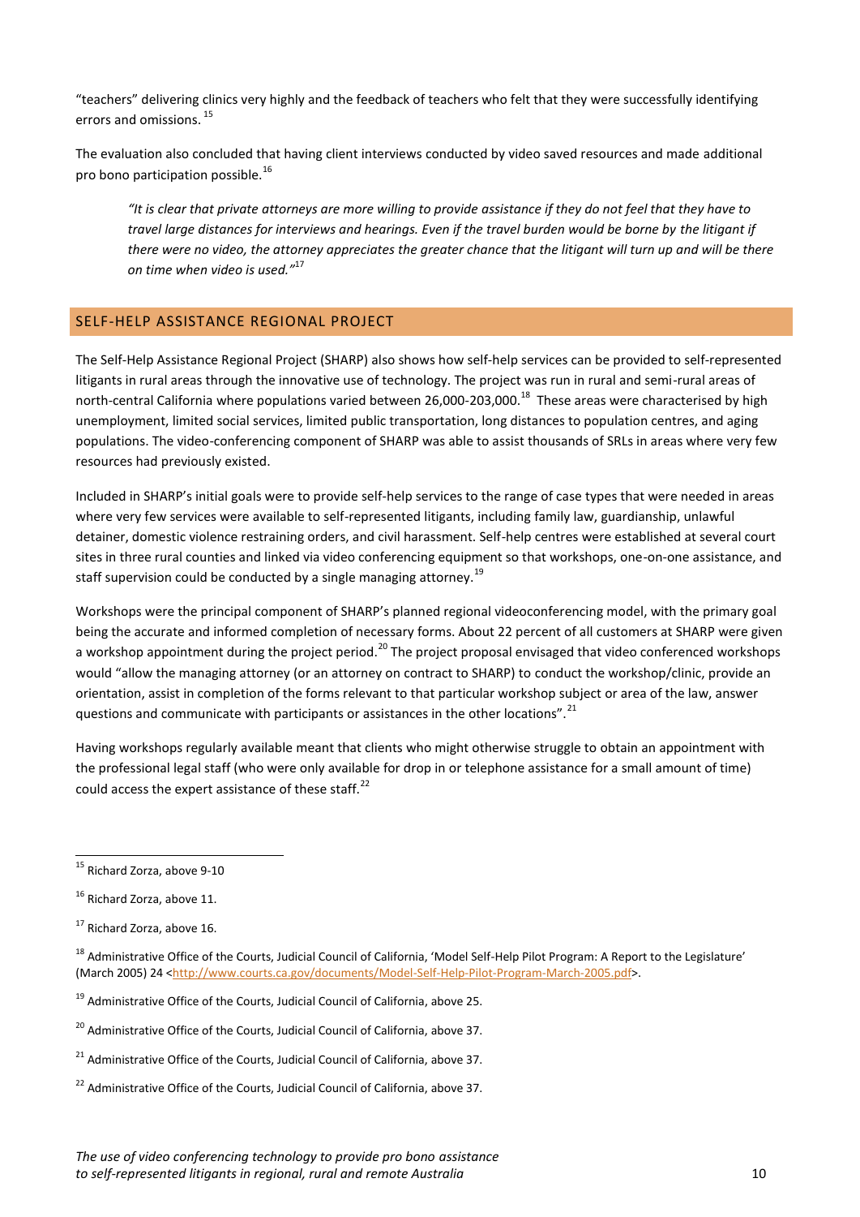"teachers" delivering clinics very highly and the feedback of teachers who felt that they were successfully identifying errors and omissions.[15]

The evaluation also concluded that having client interviews conducted by video saved resources and made additional pro bono participation possible.[16]

> *"It is clear that private attorneys are more willing to provide assistance if they do not feel that they have to travel large distances for interviews and hearings. Even if the travel burden would be borne by the litigant if there were no video, the attorney appreciates the greater chance that the litigant will turn up and will be there on time when video is used."*[17]

## SELF-HELP ASSISTANCE REGIONAL PROJECT

The Self-Help Assistance Regional Project (SHARP) also shows how self-help services can be provided to self-represented litigants in rural areas through the innovative use of technology. The project was run in rural and semi-rural areas of north-central California where populations varied between 26,000-203,000.[18] These areas were characterised by high unemployment, limited social services, limited public transportation, long distances to population centres, and aging populations. The video-conferencing component of SHARP was able to assist thousands of SRLs in areas where very few resources had previously existed.

Included in SHARP's initial goals were to provide self-help services to the range of case types that were needed in areas where very few services were available to self-represented litigants, including family law, guardianship, unlawful detainer, domestic violence restraining orders, and civil harassment. Self-help centres were established at several court sites in three rural counties and linked via video conferencing equipment so that workshops, one-on-one assistance, and staff supervision could be conducted by a single managing attorney.[19]

Workshops were the principal component of SHARP's planned regional videoconferencing model, with the primary goal being the accurate and informed completion of necessary forms. About 22 percent of all customers at SHARP were given a workshop appointment during the project period.[20] The project proposal envisaged that video conferenced workshops would "allow the managing attorney (or an attorney on contract to SHARP) to conduct the workshop/clinic, provide an orientation, assist in completion of the forms relevant to that particular workshop subject or area of the law, answer questions and communicate with participants or assistances in the other locations".[21]

Having workshops regularly available meant that clients who might otherwise struggle to obtain an appointment with the professional legal staff (who were only available for drop in or telephone assistance for a small amount of time) could access the expert assistance of these staff.[22]

---

[15] Richard Zorza, above 9-10

[16] Richard Zorza, above 11.

[17] Richard Zorza, above 16.

[18] Administrative Office of the Courts, Judicial Council of California, 'Model Self-Help Pilot Program: A Report to the Legislature' (March 2005) 24 <http://www.courts.ca.gov/documents/Model-Self-Help-Pilot-Program-March-2005.pdf>.

[19] Administrative Office of the Courts, Judicial Council of California, above 25.

[20] Administrative Office of the Courts, Judicial Council of California, above 37.

[21] Administrative Office of the Courts, Judicial Council of California, above 37.

[22] Administrative Office of the Courts, Judicial Council of California, above 37.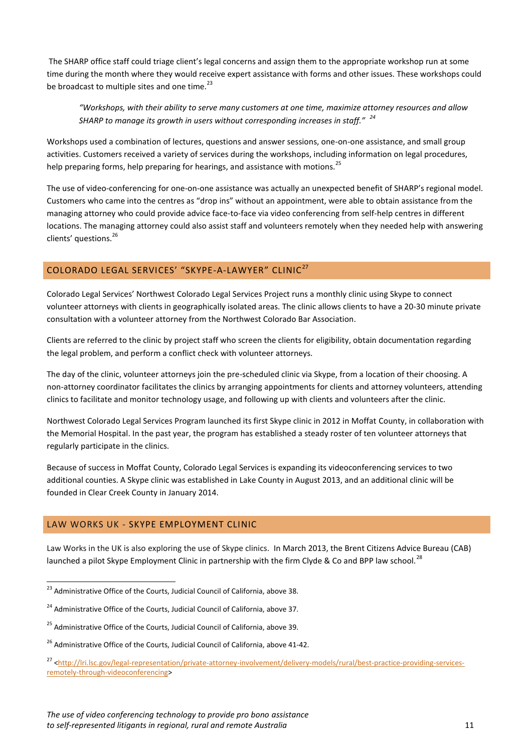The SHARP office staff could triage client's legal concerns and assign them to the appropriate workshop run at some time during the month where they would receive expert assistance with forms and other issues. These workshops could be broadcast to multiple sites and one time.[23]

> *"Workshops, with their ability to serve many customers at one time, maximize attorney resources and allow SHARP to manage its growth in users without corresponding increases in staff."* [24]

Workshops used a combination of lectures, questions and answer sessions, one-on-one assistance, and small group activities. Customers received a variety of services during the workshops, including information on legal procedures, help preparing forms, help preparing for hearings, and assistance with motions.[25]

The use of video-conferencing for one-on-one assistance was actually an unexpected benefit of SHARP's regional model. Customers who came into the centres as "drop ins" without an appointment, were able to obtain assistance from the managing attorney who could provide advice face-to-face via video conferencing from self-help centres in different locations. The managing attorney could also assist staff and volunteers remotely when they needed help with answering clients' questions.[26]

## COLORADO LEGAL SERVICES' "SKYPE-A-LAWYER" CLINIC[27]

Colorado Legal Services' Northwest Colorado Legal Services Project runs a monthly clinic using Skype to connect volunteer attorneys with clients in geographically isolated areas. The clinic allows clients to have a 20-30 minute private consultation with a volunteer attorney from the Northwest Colorado Bar Association.

Clients are referred to the clinic by project staff who screen the clients for eligibility, obtain documentation regarding the legal problem, and perform a conflict check with volunteer attorneys.

The day of the clinic, volunteer attorneys join the pre-scheduled clinic via Skype, from a location of their choosing. A non-attorney coordinator facilitates the clinics by arranging appointments for clients and attorney volunteers, attending clinics to facilitate and monitor technology usage, and following up with clients and volunteers after the clinic.

Northwest Colorado Legal Services Program launched its first Skype clinic in 2012 in Moffat County, in collaboration with the Memorial Hospital. In the past year, the program has established a steady roster of ten volunteer attorneys that regularly participate in the clinics.

Because of success in Moffat County, Colorado Legal Services is expanding its videoconferencing services to two additional counties. A Skype clinic was established in Lake County in August 2013, and an additional clinic will be founded in Clear Creek County in January 2014.

## LAW WORKS UK - SKYPE EMPLOYMENT CLINIC

Law Works in the UK is also exploring the use of Skype clinics. In March 2013, the Brent Citizens Advice Bureau (CAB) launched a pilot Skype Employment Clinic in partnership with the firm Clyde & Co and BPP law school.[28]

---

[23] Administrative Office of the Courts, Judicial Council of California, above 38.

[24] Administrative Office of the Courts, Judicial Council of California, above 37.

[25] Administrative Office of the Courts, Judicial Council of California, above 39.

[26] Administrative Office of the Courts, Judicial Council of California, above 41-42.

[27] <http://lri.lsc.gov/legal-representation/private-attorney-involvement/delivery-models/rural/best-practice-providing-services-remotely-through-videoconferencing>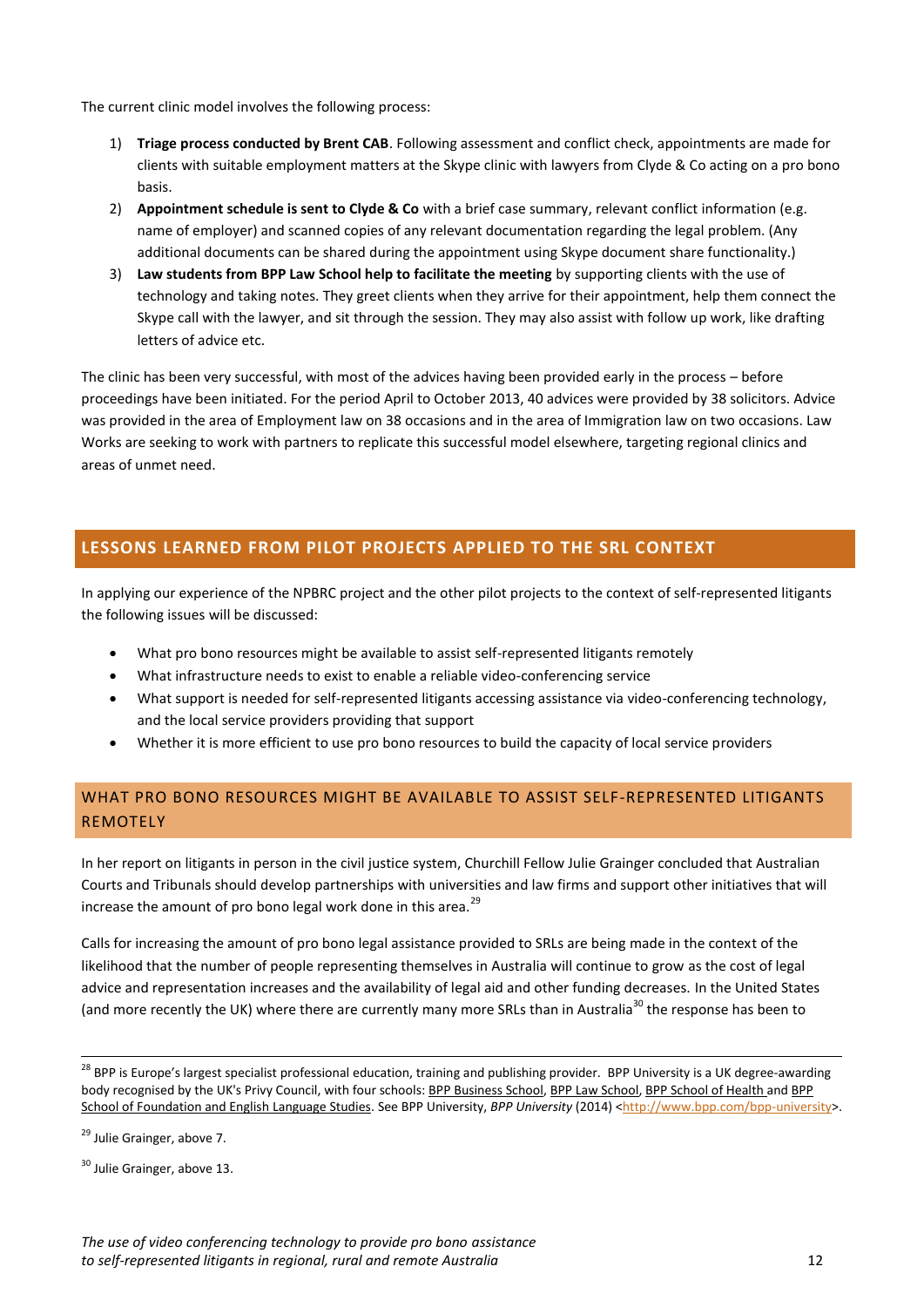The current clinic model involves the following process:

1) **Triage process conducted by Brent CAB**. Following assessment and conflict check, appointments are made for clients with suitable employment matters at the Skype clinic with lawyers from Clyde & Co acting on a pro bono basis.
2) **Appointment schedule is sent to Clyde & Co** with a brief case summary, relevant conflict information (e.g. name of employer) and scanned copies of any relevant documentation regarding the legal problem. (Any additional documents can be shared during the appointment using Skype document share functionality.)
3) **Law students from BPP Law School help to facilitate the meeting** by supporting clients with the use of technology and taking notes. They greet clients when they arrive for their appointment, help them connect the Skype call with the lawyer, and sit through the session. They may also assist with follow up work, like drafting letters of advice etc.

The clinic has been very successful, with most of the advices having been provided early in the process – before proceedings have been initiated. For the period April to October 2013, 40 advices were provided by 38 solicitors. Advice was provided in the area of Employment law on 38 occasions and in the area of Immigration law on two occasions. Law Works are seeking to work with partners to replicate this successful model elsewhere, targeting regional clinics and areas of unmet need.

## LESSONS LEARNED FROM PILOT PROJECTS APPLIED TO THE SRL CONTEXT

In applying our experience of the NPBRC project and the other pilot projects to the context of self-represented litigants the following issues will be discussed:

- What pro bono resources might be available to assist self-represented litigants remotely
- What infrastructure needs to exist to enable a reliable video-conferencing service
- What support is needed for self-represented litigants accessing assistance via video-conferencing technology, and the local service providers providing that support
- Whether it is more efficient to use pro bono resources to build the capacity of local service providers

### WHAT PRO BONO RESOURCES MIGHT BE AVAILABLE TO ASSIST SELF-REPRESENTED LITIGANTS REMOTELY

In her report on litigants in person in the civil justice system, Churchill Fellow Julie Grainger concluded that Australian Courts and Tribunals should develop partnerships with universities and law firms and support other initiatives that will increase the amount of pro bono legal work done in this area.[29]

Calls for increasing the amount of pro bono legal assistance provided to SRLs are being made in the context of the likelihood that the number of people representing themselves in Australia will continue to grow as the cost of legal advice and representation increases and the availability of legal aid and other funding decreases. In the United States (and more recently the UK) where there are currently many more SRLs than in Australia[30] the response has been to

---

[28] BPP is Europe's largest specialist professional education, training and publishing provider. BPP University is a UK degree-awarding body recognised by the UK's Privy Council, with four schools: BPP Business School, BPP Law School, BPP School of Health and BPP School of Foundation and English Language Studies. See BPP University, *BPP University* (2014) <http://www.bpp.com/bpp-university>.

[29] Julie Grainger, above 7.

[30] Julie Grainger, above 13.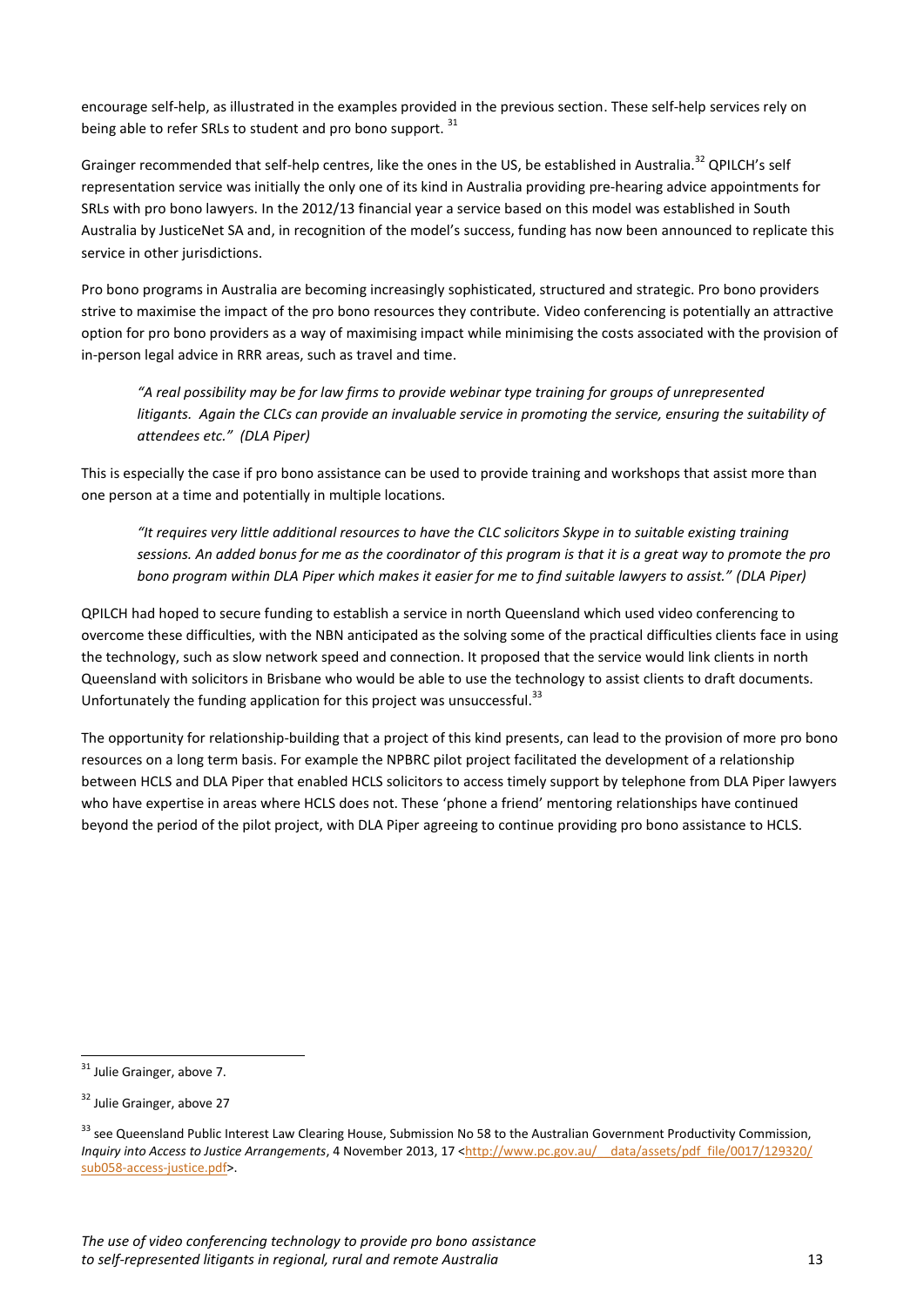encourage self-help, as illustrated in the examples provided in the previous section. These self-help services rely on being able to refer SRLs to student and pro bono support. [31]

Grainger recommended that self-help centres, like the ones in the US, be established in Australia.[32] QPILCH's self representation service was initially the only one of its kind in Australia providing pre-hearing advice appointments for SRLs with pro bono lawyers. In the 2012/13 financial year a service based on this model was established in South Australia by JusticeNet SA and, in recognition of the model's success, funding has now been announced to replicate this service in other jurisdictions.

Pro bono programs in Australia are becoming increasingly sophisticated, structured and strategic. Pro bono providers strive to maximise the impact of the pro bono resources they contribute. Video conferencing is potentially an attractive option for pro bono providers as a way of maximising impact while minimising the costs associated with the provision of in-person legal advice in RRR areas, such as travel and time.

> *"A real possibility may be for law firms to provide webinar type training for groups of unrepresented litigants. Again the CLCs can provide an invaluable service in promoting the service, ensuring the suitability of attendees etc." (DLA Piper)*

This is especially the case if pro bono assistance can be used to provide training and workshops that assist more than one person at a time and potentially in multiple locations.

> *"It requires very little additional resources to have the CLC solicitors Skype in to suitable existing training sessions. An added bonus for me as the coordinator of this program is that it is a great way to promote the pro bono program within DLA Piper which makes it easier for me to find suitable lawyers to assist." (DLA Piper)*

QPILCH had hoped to secure funding to establish a service in north Queensland which used video conferencing to overcome these difficulties, with the NBN anticipated as the solving some of the practical difficulties clients face in using the technology, such as slow network speed and connection. It proposed that the service would link clients in north Queensland with solicitors in Brisbane who would be able to use the technology to assist clients to draft documents. Unfortunately the funding application for this project was unsuccessful.[33]

The opportunity for relationship-building that a project of this kind presents, can lead to the provision of more pro bono resources on a long term basis. For example the NPBRC pilot project facilitated the development of a relationship between HCLS and DLA Piper that enabled HCLS solicitors to access timely support by telephone from DLA Piper lawyers who have expertise in areas where HCLS does not. These 'phone a friend' mentoring relationships have continued beyond the period of the pilot project, with DLA Piper agreeing to continue providing pro bono assistance to HCLS.

---

[31] Julie Grainger, above 7.

[32] Julie Grainger, above 27

[33] see Queensland Public Interest Law Clearing House, Submission No 58 to the Australian Government Productivity Commission, *Inquiry into Access to Justice Arrangements*, 4 November 2013, 17 <http://www.pc.gov.au/__data/assets/pdf_file/0017/129320/sub058-access-justice.pdf>.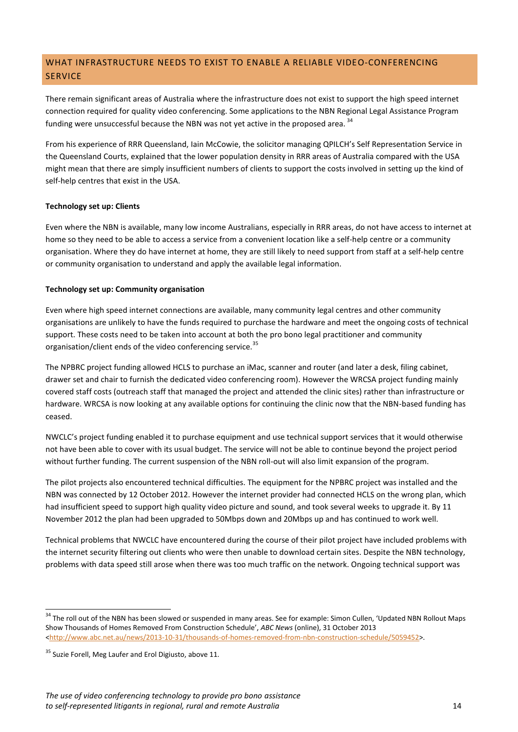## WHAT INFRASTRUCTURE NEEDS TO EXIST TO ENABLE A RELIABLE VIDEO-CONFERENCING SERVICE

There remain significant areas of Australia where the infrastructure does not exist to support the high speed internet connection required for quality video conferencing. Some applications to the NBN Regional Legal Assistance Program funding were unsuccessful because the NBN was not yet active in the proposed area. [34]

From his experience of RRR Queensland, Iain McCowie, the solicitor managing QPILCH's Self Representation Service in the Queensland Courts, explained that the lower population density in RRR areas of Australia compared with the USA might mean that there are simply insufficient numbers of clients to support the costs involved in setting up the kind of self-help centres that exist in the USA.

**Technology set up: Clients**

Even where the NBN is available, many low income Australians, especially in RRR areas, do not have access to internet at home so they need to be able to access a service from a convenient location like a self-help centre or a community organisation. Where they do have internet at home, they are still likely to need support from staff at a self-help centre or community organisation to understand and apply the available legal information.

**Technology set up: Community organisation**

Even where high speed internet connections are available, many community legal centres and other community organisations are unlikely to have the funds required to purchase the hardware and meet the ongoing costs of technical support. These costs need to be taken into account at both the pro bono legal practitioner and community organisation/client ends of the video conferencing service.[35]

The NPBRC project funding allowed HCLS to purchase an iMac, scanner and router (and later a desk, filing cabinet, drawer set and chair to furnish the dedicated video conferencing room). However the WRCSA project funding mainly covered staff costs (outreach staff that managed the project and attended the clinic sites) rather than infrastructure or hardware. WRCSA is now looking at any available options for continuing the clinic now that the NBN-based funding has ceased.

NWCLC's project funding enabled it to purchase equipment and use technical support services that it would otherwise not have been able to cover with its usual budget. The service will not be able to continue beyond the project period without further funding. The current suspension of the NBN roll-out will also limit expansion of the program.

The pilot projects also encountered technical difficulties. The equipment for the NPBRC project was installed and the NBN was connected by 12 October 2012. However the internet provider had connected HCLS on the wrong plan, which had insufficient speed to support high quality video picture and sound, and took several weeks to upgrade it. By 11 November 2012 the plan had been upgraded to 50Mbps down and 20Mbps up and has continued to work well.

Technical problems that NWCLC have encountered during the course of their pilot project have included problems with the internet security filtering out clients who were then unable to download certain sites. Despite the NBN technology, problems with data speed still arose when there was too much traffic on the network. Ongoing technical support was

---

[34] The roll out of the NBN has been slowed or suspended in many areas. See for example: Simon Cullen, 'Updated NBN Rollout Maps Show Thousands of Homes Removed From Construction Schedule', *ABC News* (online), 31 October 2013 <http://www.abc.net.au/news/2013-10-31/thousands-of-homes-removed-from-nbn-construction-schedule/5059452>.

[35] Suzie Forell, Meg Laufer and Erol Digiusto, above 11.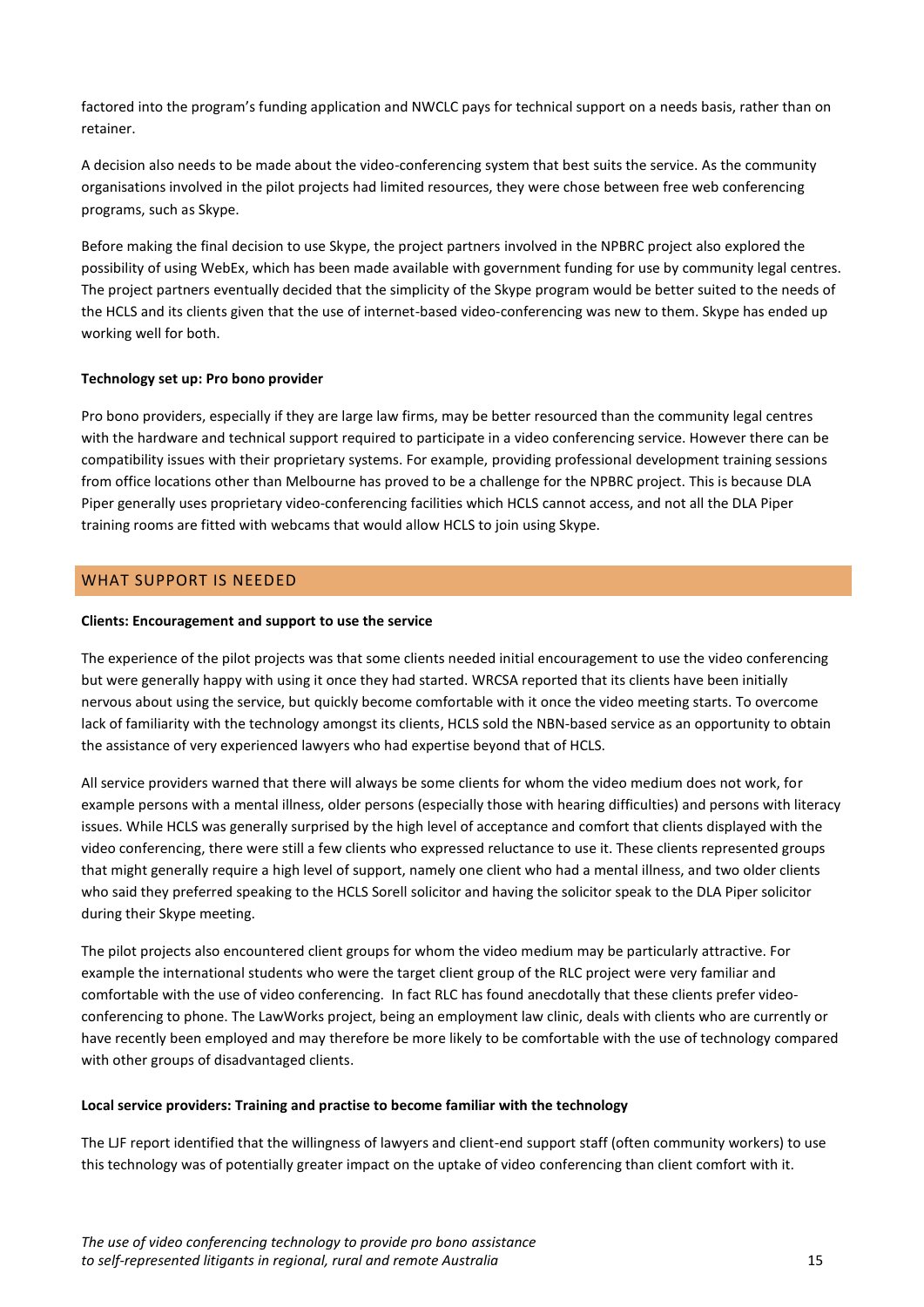factored into the program's funding application and NWCLC pays for technical support on a needs basis, rather than on retainer.

A decision also needs to be made about the video-conferencing system that best suits the service. As the community organisations involved in the pilot projects had limited resources, they were chose between free web conferencing programs, such as Skype.

Before making the final decision to use Skype, the project partners involved in the NPBRC project also explored the possibility of using WebEx, which has been made available with government funding for use by community legal centres. The project partners eventually decided that the simplicity of the Skype program would be better suited to the needs of the HCLS and its clients given that the use of internet-based video-conferencing was new to them. Skype has ended up working well for both.

**Technology set up: Pro bono provider**

Pro bono providers, especially if they are large law firms, may be better resourced than the community legal centres with the hardware and technical support required to participate in a video conferencing service. However there can be compatibility issues with their proprietary systems. For example, providing professional development training sessions from office locations other than Melbourne has proved to be a challenge for the NPBRC project. This is because DLA Piper generally uses proprietary video-conferencing facilities which HCLS cannot access, and not all the DLA Piper training rooms are fitted with webcams that would allow HCLS to join using Skype.

## WHAT SUPPORT IS NEEDED

**Clients: Encouragement and support to use the service**

The experience of the pilot projects was that some clients needed initial encouragement to use the video conferencing but were generally happy with using it once they had started. WRCSA reported that its clients have been initially nervous about using the service, but quickly become comfortable with it once the video meeting starts. To overcome lack of familiarity with the technology amongst its clients, HCLS sold the NBN-based service as an opportunity to obtain the assistance of very experienced lawyers who had expertise beyond that of HCLS.

All service providers warned that there will always be some clients for whom the video medium does not work, for example persons with a mental illness, older persons (especially those with hearing difficulties) and persons with literacy issues. While HCLS was generally surprised by the high level of acceptance and comfort that clients displayed with the video conferencing, there were still a few clients who expressed reluctance to use it. These clients represented groups that might generally require a high level of support, namely one client who had a mental illness, and two older clients who said they preferred speaking to the HCLS Sorell solicitor and having the solicitor speak to the DLA Piper solicitor during their Skype meeting.

The pilot projects also encountered client groups for whom the video medium may be particularly attractive. For example the international students who were the target client group of the RLC project were very familiar and comfortable with the use of video conferencing. In fact RLC has found anecdotally that these clients prefer video-conferencing to phone. The LawWorks project, being an employment law clinic, deals with clients who are currently or have recently been employed and may therefore be more likely to be comfortable with the use of technology compared with other groups of disadvantaged clients.

**Local service providers: Training and practise to become familiar with the technology**

The LJF report identified that the willingness of lawyers and client-end support staff (often community workers) to use this technology was of potentially greater impact on the uptake of video conferencing than client comfort with it.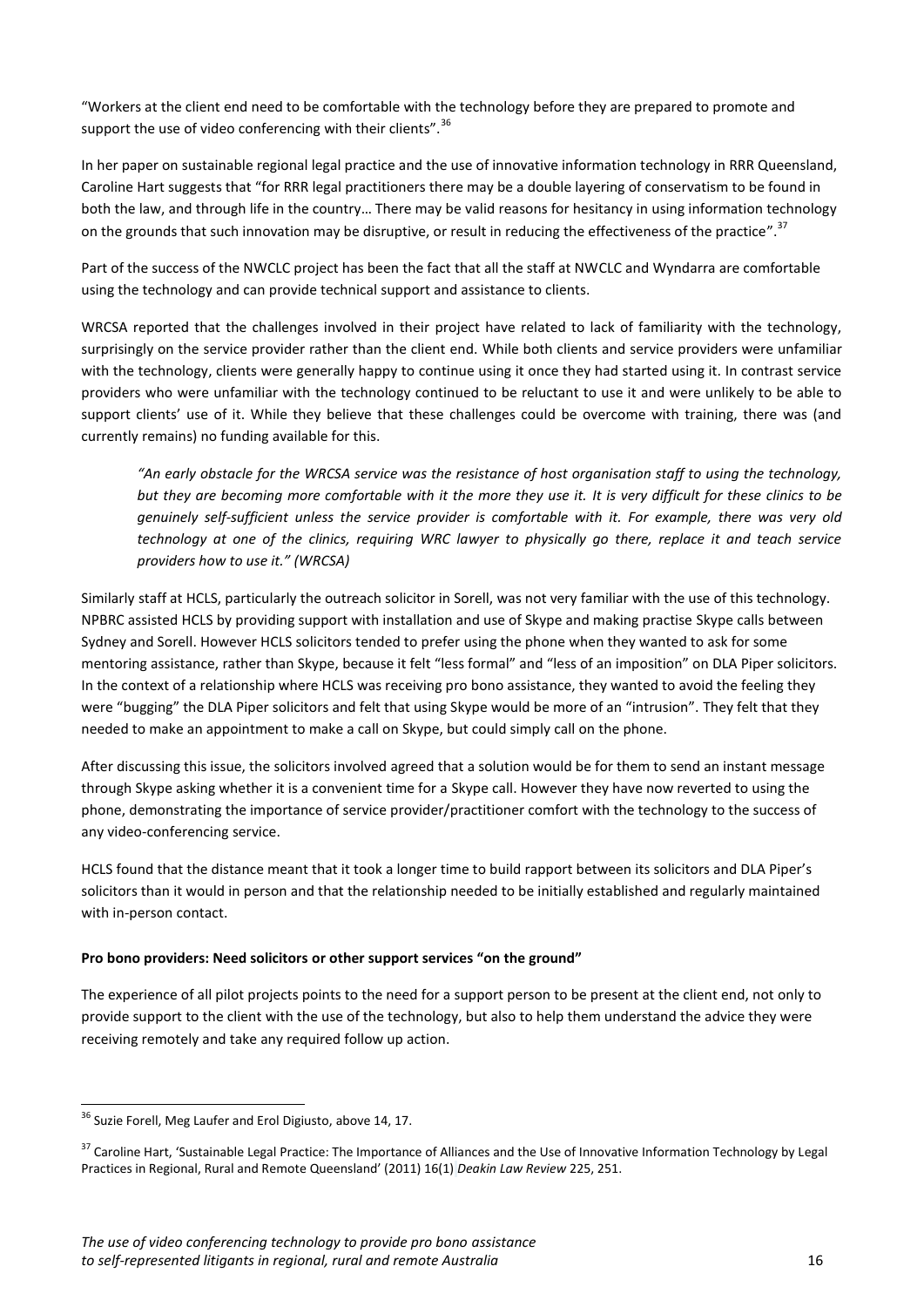"Workers at the client end need to be comfortable with the technology before they are prepared to promote and support the use of video conferencing with their clients".[36]

In her paper on sustainable regional legal practice and the use of innovative information technology in RRR Queensland, Caroline Hart suggests that "for RRR legal practitioners there may be a double layering of conservatism to be found in both the law, and through life in the country… There may be valid reasons for hesitancy in using information technology on the grounds that such innovation may be disruptive, or result in reducing the effectiveness of the practice".[37]

Part of the success of the NWCLC project has been the fact that all the staff at NWCLC and Wyndarra are comfortable using the technology and can provide technical support and assistance to clients.

WRCSA reported that the challenges involved in their project have related to lack of familiarity with the technology, surprisingly on the service provider rather than the client end. While both clients and service providers were unfamiliar with the technology, clients were generally happy to continue using it once they had started using it. In contrast service providers who were unfamiliar with the technology continued to be reluctant to use it and were unlikely to be able to support clients' use of it. While they believe that these challenges could be overcome with training, there was (and currently remains) no funding available for this.

> *"An early obstacle for the WRCSA service was the resistance of host organisation staff to using the technology, but they are becoming more comfortable with it the more they use it. It is very difficult for these clinics to be genuinely self-sufficient unless the service provider is comfortable with it. For example, there was very old technology at one of the clinics, requiring WRC lawyer to physically go there, replace it and teach service providers how to use it." (WRCSA)*

Similarly staff at HCLS, particularly the outreach solicitor in Sorell, was not very familiar with the use of this technology. NPBRC assisted HCLS by providing support with installation and use of Skype and making practise Skype calls between Sydney and Sorell. However HCLS solicitors tended to prefer using the phone when they wanted to ask for some mentoring assistance, rather than Skype, because it felt "less formal" and "less of an imposition" on DLA Piper solicitors. In the context of a relationship where HCLS was receiving pro bono assistance, they wanted to avoid the feeling they were "bugging" the DLA Piper solicitors and felt that using Skype would be more of an "intrusion". They felt that they needed to make an appointment to make a call on Skype, but could simply call on the phone.

After discussing this issue, the solicitors involved agreed that a solution would be for them to send an instant message through Skype asking whether it is a convenient time for a Skype call. However they have now reverted to using the phone, demonstrating the importance of service provider/practitioner comfort with the technology to the success of any video-conferencing service.

HCLS found that the distance meant that it took a longer time to build rapport between its solicitors and DLA Piper's solicitors than it would in person and that the relationship needed to be initially established and regularly maintained with in-person contact.

**Pro bono providers: Need solicitors or other support services "on the ground"**

The experience of all pilot projects points to the need for a support person to be present at the client end, not only to provide support to the client with the use of the technology, but also to help them understand the advice they were receiving remotely and take any required follow up action.

---

[36] Suzie Forell, Meg Laufer and Erol Digiusto, above 14, 17.

[37] Caroline Hart, 'Sustainable Legal Practice: The Importance of Alliances and the Use of Innovative Information Technology by Legal Practices in Regional, Rural and Remote Queensland' (2011) 16(1) *Deakin Law Review* 225, 251.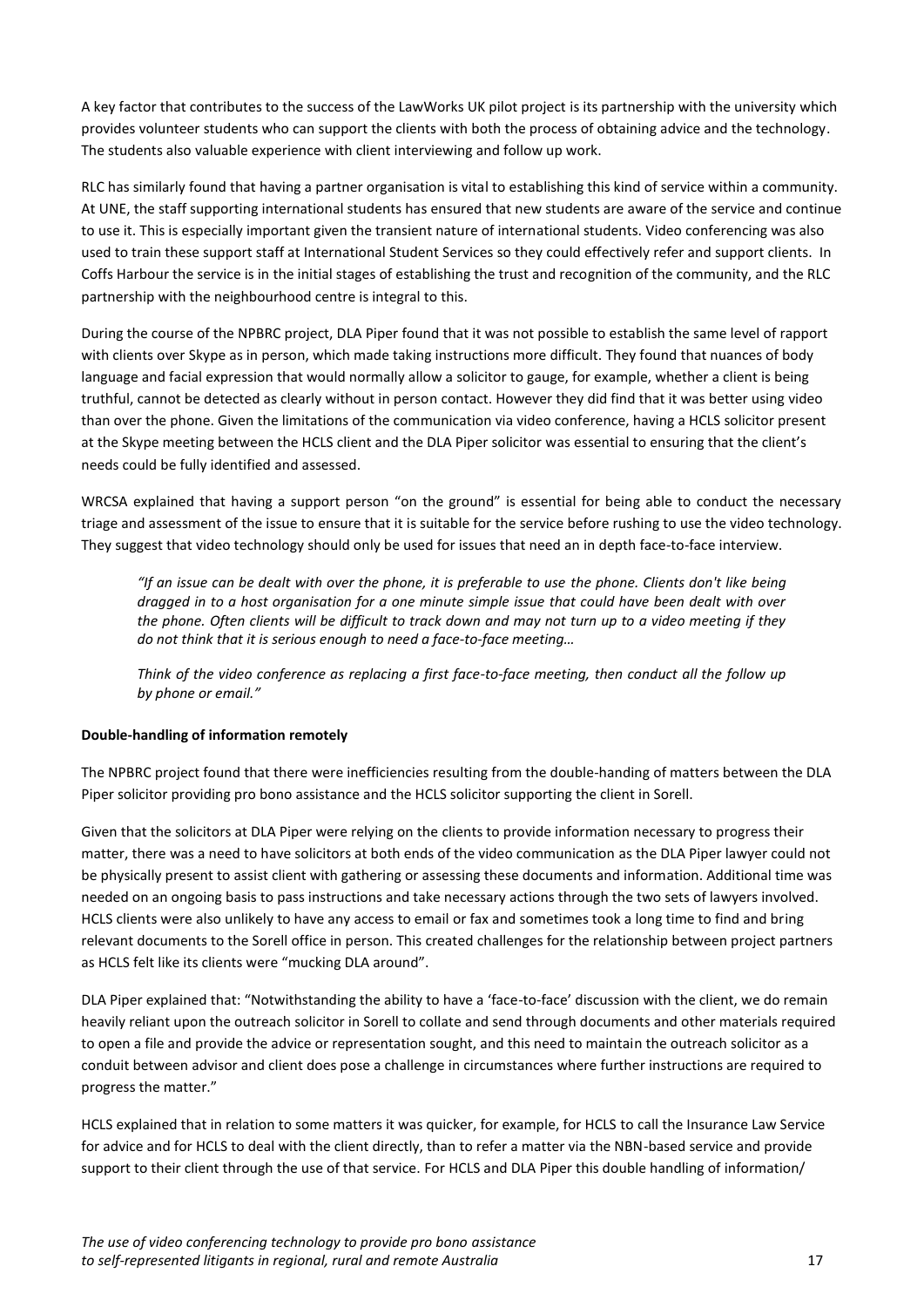A key factor that contributes to the success of the LawWorks UK pilot project is its partnership with the university which provides volunteer students who can support the clients with both the process of obtaining advice and the technology. The students also valuable experience with client interviewing and follow up work.

RLC has similarly found that having a partner organisation is vital to establishing this kind of service within a community. At UNE, the staff supporting international students has ensured that new students are aware of the service and continue to use it. This is especially important given the transient nature of international students. Video conferencing was also used to train these support staff at International Student Services so they could effectively refer and support clients. In Coffs Harbour the service is in the initial stages of establishing the trust and recognition of the community, and the RLC partnership with the neighbourhood centre is integral to this.

During the course of the NPBRC project, DLA Piper found that it was not possible to establish the same level of rapport with clients over Skype as in person, which made taking instructions more difficult. They found that nuances of body language and facial expression that would normally allow a solicitor to gauge, for example, whether a client is being truthful, cannot be detected as clearly without in person contact. However they did find that it was better using video than over the phone. Given the limitations of the communication via video conference, having a HCLS solicitor present at the Skype meeting between the HCLS client and the DLA Piper solicitor was essential to ensuring that the client's needs could be fully identified and assessed.

WRCSA explained that having a support person "on the ground" is essential for being able to conduct the necessary triage and assessment of the issue to ensure that it is suitable for the service before rushing to use the video technology. They suggest that video technology should only be used for issues that need an in depth face-to-face interview.

> *"If an issue can be dealt with over the phone, it is preferable to use the phone. Clients don't like being dragged in to a host organisation for a one minute simple issue that could have been dealt with over the phone. Often clients will be difficult to track down and may not turn up to a video meeting if they do not think that it is serious enough to need a face-to-face meeting…*
>
> *Think of the video conference as replacing a first face-to-face meeting, then conduct all the follow up by phone or email."*

**Double-handling of information remotely**

The NPBRC project found that there were inefficiencies resulting from the double-handing of matters between the DLA Piper solicitor providing pro bono assistance and the HCLS solicitor supporting the client in Sorell.

Given that the solicitors at DLA Piper were relying on the clients to provide information necessary to progress their matter, there was a need to have solicitors at both ends of the video communication as the DLA Piper lawyer could not be physically present to assist client with gathering or assessing these documents and information. Additional time was needed on an ongoing basis to pass instructions and take necessary actions through the two sets of lawyers involved. HCLS clients were also unlikely to have any access to email or fax and sometimes took a long time to find and bring relevant documents to the Sorell office in person. This created challenges for the relationship between project partners as HCLS felt like its clients were "mucking DLA around".

DLA Piper explained that: "Notwithstanding the ability to have a 'face-to-face' discussion with the client, we do remain heavily reliant upon the outreach solicitor in Sorell to collate and send through documents and other materials required to open a file and provide the advice or representation sought, and this need to maintain the outreach solicitor as a conduit between advisor and client does pose a challenge in circumstances where further instructions are required to progress the matter."

HCLS explained that in relation to some matters it was quicker, for example, for HCLS to call the Insurance Law Service for advice and for HCLS to deal with the client directly, than to refer a matter via the NBN-based service and provide support to their client through the use of that service. For HCLS and DLA Piper this double handling of information/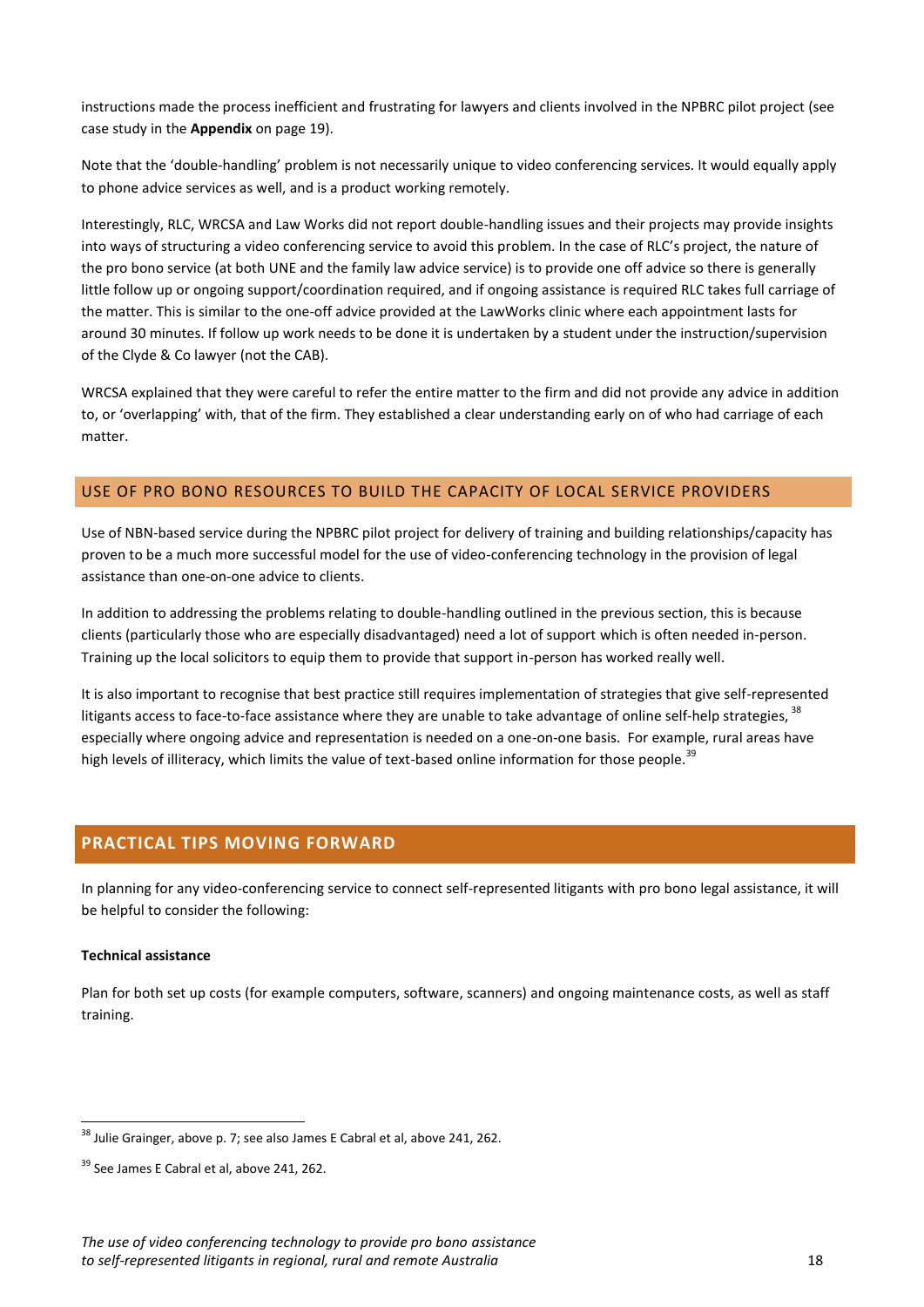instructions made the process inefficient and frustrating for lawyers and clients involved in the NPBRC pilot project (see case study in the **Appendix** on page 19).

Note that the 'double-handling' problem is not necessarily unique to video conferencing services. It would equally apply to phone advice services as well, and is a product working remotely.

Interestingly, RLC, WRCSA and Law Works did not report double-handling issues and their projects may provide insights into ways of structuring a video conferencing service to avoid this problem. In the case of RLC's project, the nature of the pro bono service (at both UNE and the family law advice service) is to provide one off advice so there is generally little follow up or ongoing support/coordination required, and if ongoing assistance is required RLC takes full carriage of the matter. This is similar to the one-off advice provided at the LawWorks clinic where each appointment lasts for around 30 minutes. If follow up work needs to be done it is undertaken by a student under the instruction/supervision of the Clyde & Co lawyer (not the CAB).

WRCSA explained that they were careful to refer the entire matter to the firm and did not provide any advice in addition to, or 'overlapping' with, that of the firm. They established a clear understanding early on of who had carriage of each matter.

### USE OF PRO BONO RESOURCES TO BUILD THE CAPACITY OF LOCAL SERVICE PROVIDERS

Use of NBN-based service during the NPBRC pilot project for delivery of training and building relationships/capacity has proven to be a much more successful model for the use of video-conferencing technology in the provision of legal assistance than one-on-one advice to clients.

In addition to addressing the problems relating to double-handling outlined in the previous section, this is because clients (particularly those who are especially disadvantaged) need a lot of support which is often needed in-person. Training up the local solicitors to equip them to provide that support in-person has worked really well.

It is also important to recognise that best practice still requires implementation of strategies that give self-represented litigants access to face-to-face assistance where they are unable to take advantage of online self-help strategies, [38] especially where ongoing advice and representation is needed on a one-on-one basis. For example, rural areas have high levels of illiteracy, which limits the value of text-based online information for those people.[39]

## PRACTICAL TIPS MOVING FORWARD

In planning for any video-conferencing service to connect self-represented litigants with pro bono legal assistance, it will be helpful to consider the following:

**Technical assistance**

Plan for both set up costs (for example computers, software, scanners) and ongoing maintenance costs, as well as staff training.

---

[38] Julie Grainger, above p. 7; see also James E Cabral et al, above 241, 262.

[39] See James E Cabral et al, above 241, 262.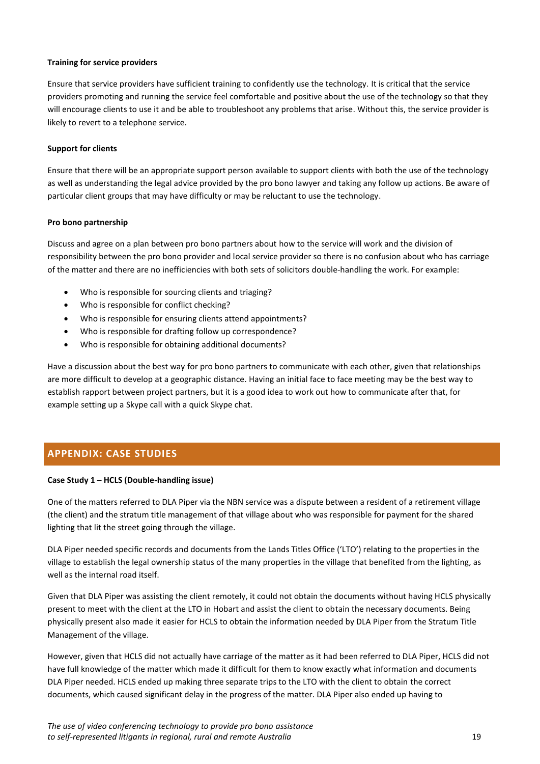**Training for service providers**

Ensure that service providers have sufficient training to confidently use the technology. It is critical that the service providers promoting and running the service feel comfortable and positive about the use of the technology so that they will encourage clients to use it and be able to troubleshoot any problems that arise. Without this, the service provider is likely to revert to a telephone service.

**Support for clients**

Ensure that there will be an appropriate support person available to support clients with both the use of the technology as well as understanding the legal advice provided by the pro bono lawyer and taking any follow up actions. Be aware of particular client groups that may have difficulty or may be reluctant to use the technology.

**Pro bono partnership**

Discuss and agree on a plan between pro bono partners about how to the service will work and the division of responsibility between the pro bono provider and local service provider so there is no confusion about who has carriage of the matter and there are no inefficiencies with both sets of solicitors double-handling the work. For example:

- Who is responsible for sourcing clients and triaging?
- Who is responsible for conflict checking?
- Who is responsible for ensuring clients attend appointments?
- Who is responsible for drafting follow up correspondence?
- Who is responsible for obtaining additional documents?

Have a discussion about the best way for pro bono partners to communicate with each other, given that relationships are more difficult to develop at a geographic distance. Having an initial face to face meeting may be the best way to establish rapport between project partners, but it is a good idea to work out how to communicate after that, for example setting up a Skype call with a quick Skype chat.

## APPENDIX: CASE STUDIES

**Case Study 1 – HCLS (Double-handling issue)**

One of the matters referred to DLA Piper via the NBN service was a dispute between a resident of a retirement village (the client) and the stratum title management of that village about who was responsible for payment for the shared lighting that lit the street going through the village.

DLA Piper needed specific records and documents from the Lands Titles Office ('LTO') relating to the properties in the village to establish the legal ownership status of the many properties in the village that benefited from the lighting, as well as the internal road itself.

Given that DLA Piper was assisting the client remotely, it could not obtain the documents without having HCLS physically present to meet with the client at the LTO in Hobart and assist the client to obtain the necessary documents. Being physically present also made it easier for HCLS to obtain the information needed by DLA Piper from the Stratum Title Management of the village.

However, given that HCLS did not actually have carriage of the matter as it had been referred to DLA Piper, HCLS did not have full knowledge of the matter which made it difficult for them to know exactly what information and documents DLA Piper needed. HCLS ended up making three separate trips to the LTO with the client to obtain the correct documents, which caused significant delay in the progress of the matter. DLA Piper also ended up having to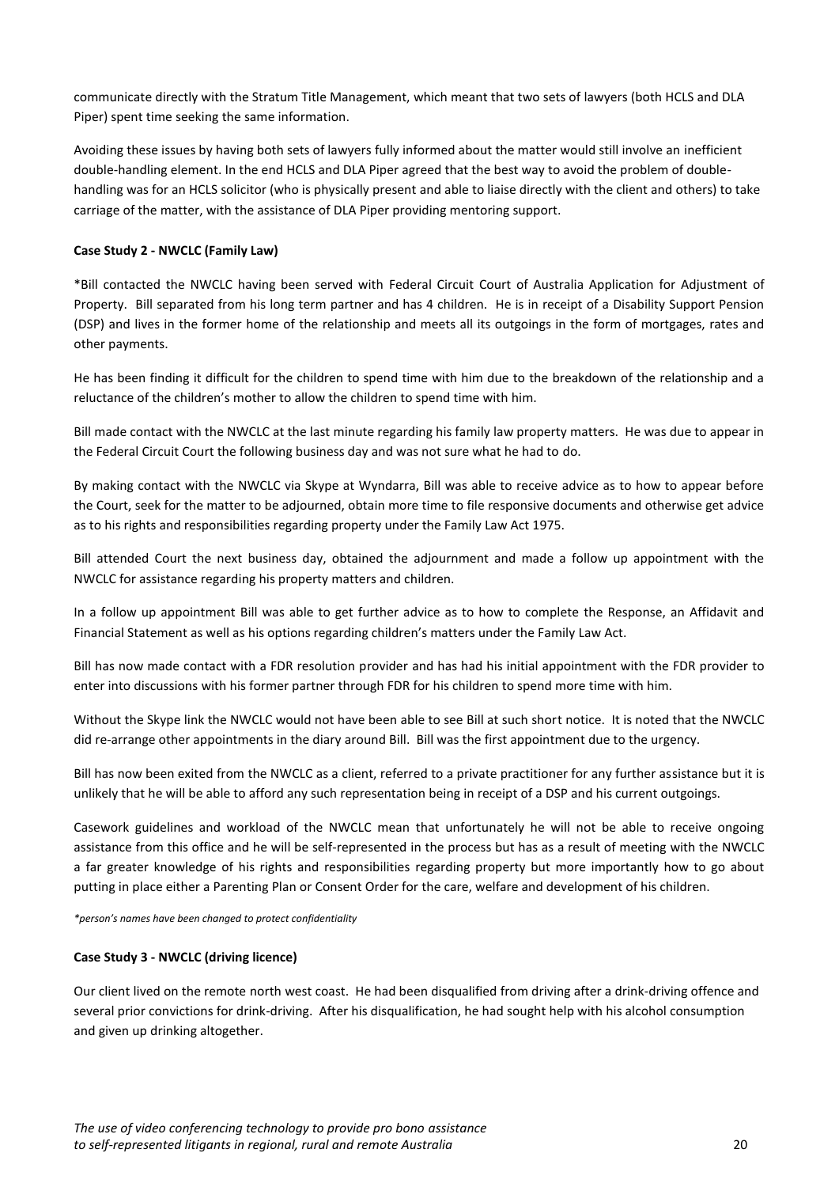communicate directly with the Stratum Title Management, which meant that two sets of lawyers (both HCLS and DLA Piper) spent time seeking the same information.

Avoiding these issues by having both sets of lawyers fully informed about the matter would still involve an inefficient double-handling element. In the end HCLS and DLA Piper agreed that the best way to avoid the problem of double-handling was for an HCLS solicitor (who is physically present and able to liaise directly with the client and others) to take carriage of the matter, with the assistance of DLA Piper providing mentoring support.

**Case Study 2 - NWCLC (Family Law)**

*Bill contacted the NWCLC having been served with Federal Circuit Court of Australia Application for Adjustment of Property. Bill separated from his long term partner and has 4 children. He is in receipt of a Disability Support Pension (DSP) and lives in the former home of the relationship and meets all its outgoings in the form of mortgages, rates and other payments.

He has been finding it difficult for the children to spend time with him due to the breakdown of the relationship and a reluctance of the children's mother to allow the children to spend time with him.

Bill made contact with the NWCLC at the last minute regarding his family law property matters. He was due to appear in the Federal Circuit Court the following business day and was not sure what he had to do.

By making contact with the NWCLC via Skype at Wyndarra, Bill was able to receive advice as to how to appear before the Court, seek for the matter to be adjourned, obtain more time to file responsive documents and otherwise get advice as to his rights and responsibilities regarding property under the Family Law Act 1975.

Bill attended Court the next business day, obtained the adjournment and made a follow up appointment with the NWCLC for assistance regarding his property matters and children.

In a follow up appointment Bill was able to get further advice as to how to complete the Response, an Affidavit and Financial Statement as well as his options regarding children's matters under the Family Law Act.

Bill has now made contact with a FDR resolution provider and has had his initial appointment with the FDR provider to enter into discussions with his former partner through FDR for his children to spend more time with him.

Without the Skype link the NWCLC would not have been able to see Bill at such short notice. It is noted that the NWCLC did re-arrange other appointments in the diary around Bill. Bill was the first appointment due to the urgency.

Bill has now been exited from the NWCLC as a client, referred to a private practitioner for any further assistance but it is unlikely that he will be able to afford any such representation being in receipt of a DSP and his current outgoings.

Casework guidelines and workload of the NWCLC mean that unfortunately he will not be able to receive ongoing assistance from this office and he will be self-represented in the process but has as a result of meeting with the NWCLC a far greater knowledge of his rights and responsibilities regarding property but more importantly how to go about putting in place either a Parenting Plan or Consent Order for the care, welfare and development of his children.

*\*person's names have been changed to protect confidentiality*

**Case Study 3 - NWCLC (driving licence)**

Our client lived on the remote north west coast. He had been disqualified from driving after a drink-driving offence and several prior convictions for drink-driving. After his disqualification, he had sought help with his alcohol consumption and given up drinking altogether.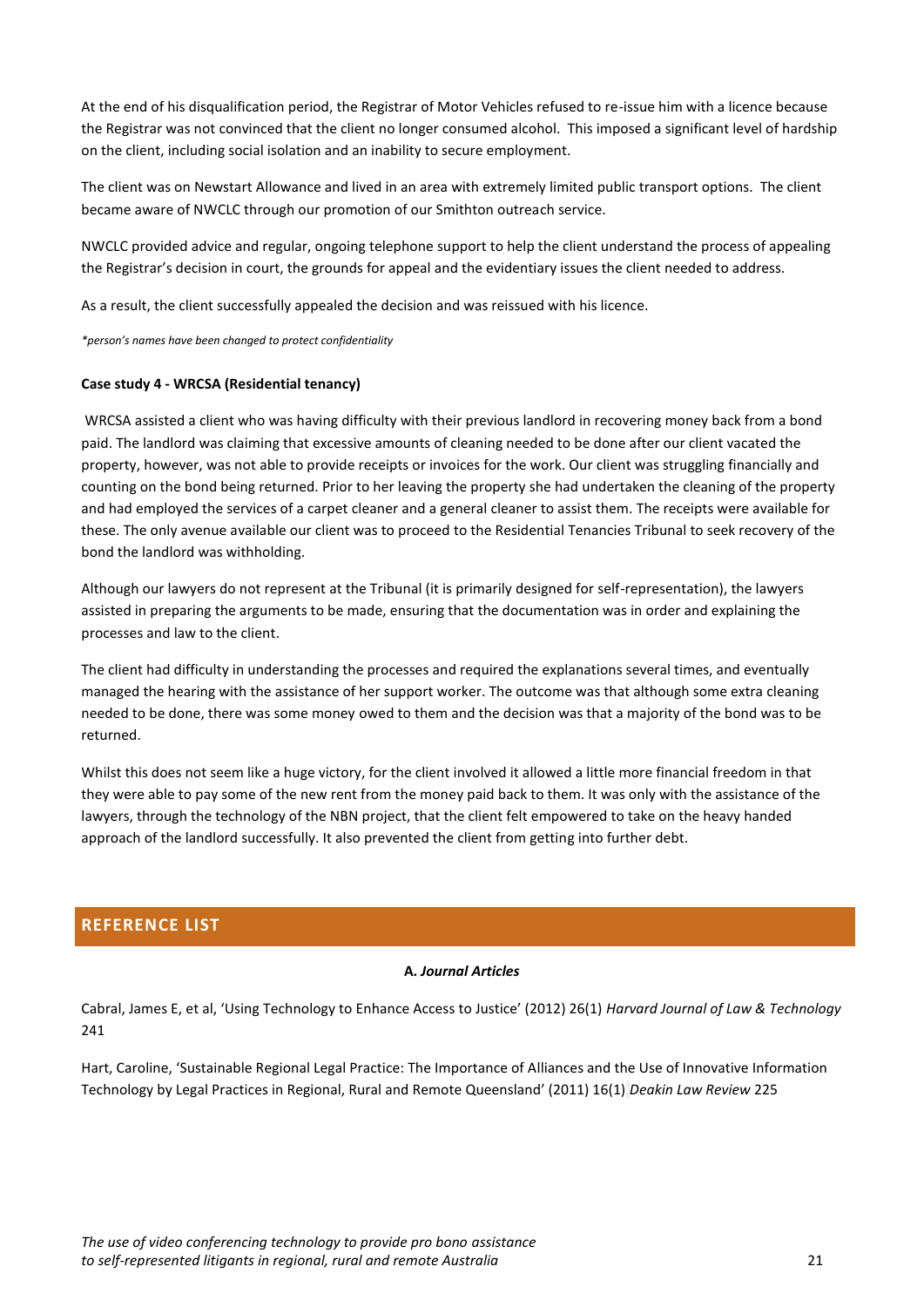At the end of his disqualification period, the Registrar of Motor Vehicles refused to re-issue him with a licence because the Registrar was not convinced that the client no longer consumed alcohol. This imposed a significant level of hardship on the client, including social isolation and an inability to secure employment.

The client was on Newstart Allowance and lived in an area with extremely limited public transport options. The client became aware of NWCLC through our promotion of our Smithton outreach service.

NWCLC provided advice and regular, ongoing telephone support to help the client understand the process of appealing the Registrar's decision in court, the grounds for appeal and the evidentiary issues the client needed to address.

As a result, the client successfully appealed the decision and was reissued with his licence.

*\*person's names have been changed to protect confidentiality*

**Case study 4 - WRCSA (Residential tenancy)**

WRCSA assisted a client who was having difficulty with their previous landlord in recovering money back from a bond paid. The landlord was claiming that excessive amounts of cleaning needed to be done after our client vacated the property, however, was not able to provide receipts or invoices for the work. Our client was struggling financially and counting on the bond being returned. Prior to her leaving the property she had undertaken the cleaning of the property and had employed the services of a carpet cleaner and a general cleaner to assist them. The receipts were available for these. The only avenue available our client was to proceed to the Residential Tenancies Tribunal to seek recovery of the bond the landlord was withholding.

Although our lawyers do not represent at the Tribunal (it is primarily designed for self-representation), the lawyers assisted in preparing the arguments to be made, ensuring that the documentation was in order and explaining the processes and law to the client.

The client had difficulty in understanding the processes and required the explanations several times, and eventually managed the hearing with the assistance of her support worker. The outcome was that although some extra cleaning needed to be done, there was some money owed to them and the decision was that a majority of the bond was to be returned.

Whilst this does not seem like a huge victory, for the client involved it allowed a little more financial freedom in that they were able to pay some of the new rent from the money paid back to them. It was only with the assistance of the lawyers, through the technology of the NBN project, that the client felt empowered to take on the heavy handed approach of the landlord successfully. It also prevented the client from getting into further debt.

## REFERENCE LIST

**A. *Journal Articles***

Cabral, James E, et al, 'Using Technology to Enhance Access to Justice' (2012) 26(1) *Harvard Journal of Law & Technology* 241

Hart, Caroline, 'Sustainable Regional Legal Practice: The Importance of Alliances and the Use of Innovative Information Technology by Legal Practices in Regional, Rural and Remote Queensland' (2011) 16(1) *Deakin Law Review* 225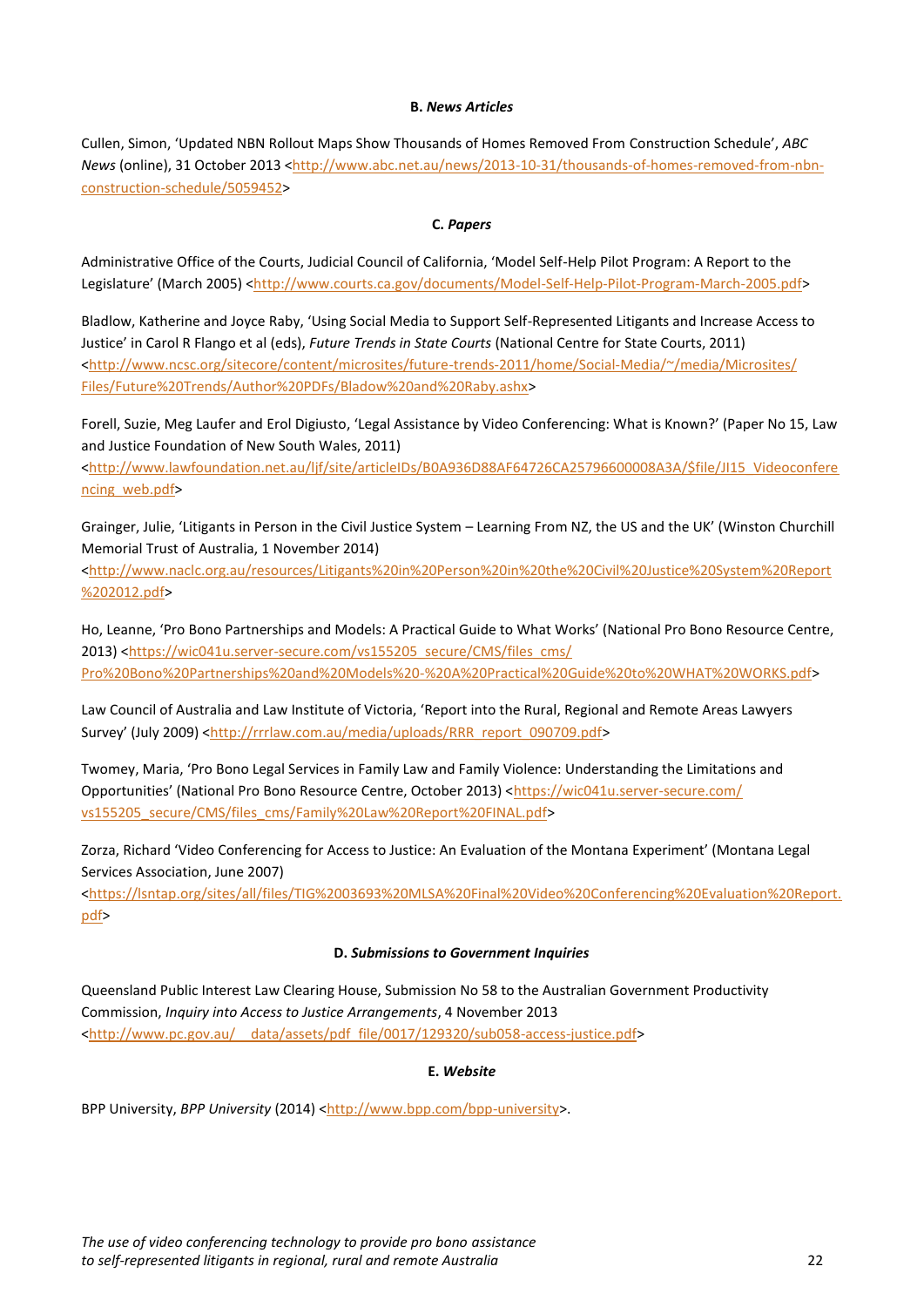### B. *News Articles*

Cullen, Simon, 'Updated NBN Rollout Maps Show Thousands of Homes Removed From Construction Schedule', *ABC News* (online), 31 October 2013 <http://www.abc.net.au/news/2013-10-31/thousands-of-homes-removed-from-nbn-construction-schedule/5059452>

### C. *Papers*

Administrative Office of the Courts, Judicial Council of California, 'Model Self-Help Pilot Program: A Report to the Legislature' (March 2005) <http://www.courts.ca.gov/documents/Model-Self-Help-Pilot-Program-March-2005.pdf>

Bladlow, Katherine and Joyce Raby, 'Using Social Media to Support Self-Represented Litigants and Increase Access to Justice' in Carol R Flango et al (eds), *Future Trends in State Courts* (National Centre for State Courts, 2011) <http://www.ncsc.org/sitecore/content/microsites/future-trends-2011/home/Social-Media/~/media/Microsites/Files/Future%20Trends/Author%20PDFs/Bladow%20and%20Raby.ashx>

Forell, Suzie, Meg Laufer and Erol Digiusto, 'Legal Assistance by Video Conferencing: What is Known?' (Paper No 15, Law and Justice Foundation of New South Wales, 2011) <http://www.lawfoundation.net.au/ljf/site/articleIDs/B0A936D88AF64726CA25796600008A3A/$file/JI15_Videoconferencing_web.pdf>

Grainger, Julie, 'Litigants in Person in the Civil Justice System – Learning From NZ, the US and the UK' (Winston Churchill Memorial Trust of Australia, 1 November 2014) <http://www.naclc.org.au/resources/Litigants%20in%20Person%20in%20the%20Civil%20Justice%20System%20Report%202012.pdf>

Ho, Leanne, 'Pro Bono Partnerships and Models: A Practical Guide to What Works' (National Pro Bono Resource Centre, 2013) <https://wic041u.server-secure.com/vs155205_secure/CMS/files_cms/Pro%20Bono%20Partnerships%20and%20Models%20-%20A%20Practical%20Guide%20to%20WHAT%20WORKS.pdf>

Law Council of Australia and Law Institute of Victoria, 'Report into the Rural, Regional and Remote Areas Lawyers Survey' (July 2009) <http://rrrlaw.com.au/media/uploads/RRR_report_090709.pdf>

Twomey, Maria, 'Pro Bono Legal Services in Family Law and Family Violence: Understanding the Limitations and Opportunities' (National Pro Bono Resource Centre, October 2013) <https://wic041u.server-secure.com/vs155205_secure/CMS/files_cms/Family%20Law%20Report%20FINAL.pdf>

Zorza, Richard 'Video Conferencing for Access to Justice: An Evaluation of the Montana Experiment' (Montana Legal Services Association, June 2007) <https://lsntap.org/sites/all/files/TIG%2003693%20MLSA%20Final%20Video%20Conferencing%20Evaluation%20Report.pdf>

### D. *Submissions to Government Inquiries*

Queensland Public Interest Law Clearing House, Submission No 58 to the Australian Government Productivity Commission, *Inquiry into Access to Justice Arrangements*, 4 November 2013 <http://www.pc.gov.au/__data/assets/pdf_file/0017/129320/sub058-access-justice.pdf>

### E. *Website*

BPP University, *BPP University* (2014) <http://www.bpp.com/bpp-university>.